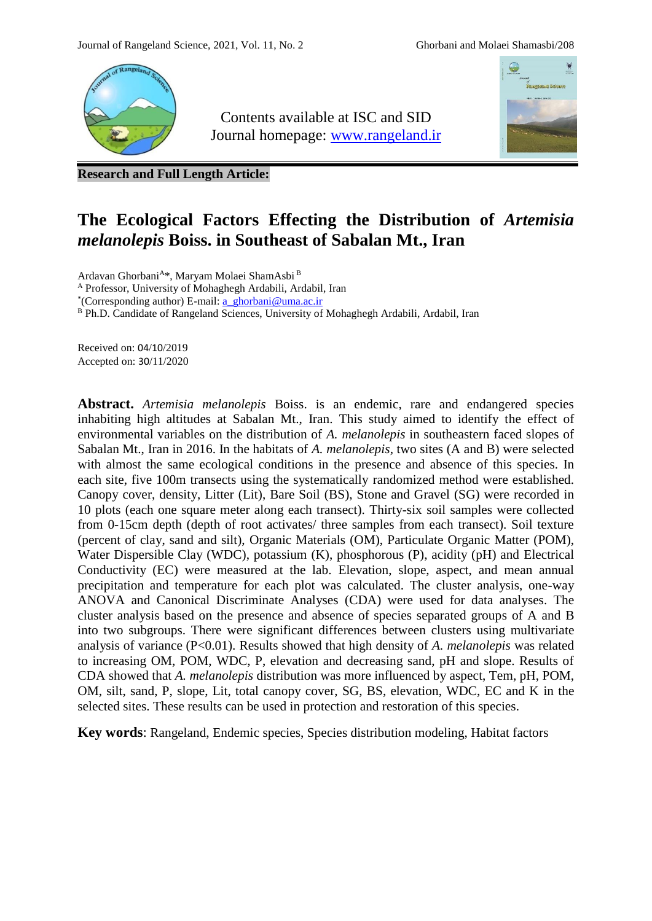Contents available at ISC and SID
Journal homepage: www.rangeland.ir

**Research and Full Length Article:**

# The Ecological Factors Effecting the Distribution of *Artemisia melanolepis* Boiss. in Southeast of Sabalan Mt., Iran

Ardavan Ghorbani[A]*, Maryam Molaei ShamAsbi[B]

[A] Professor, University of Mohaghegh Ardabili, Ardabil, Iran

*(Corresponding author) E-mail: a_ghorbani@uma.ac.ir

[B] Ph.D. Candidate of Rangeland Sciences, University of Mohaghegh Ardabili, Ardabil, Iran

Received on: 04/10/2019
Accepted on: 30/11/2020

**Abstract.** *Artemisia melanolepis* Boiss. is an endemic, rare and endangered species inhabiting high altitudes at Sabalan Mt., Iran. This study aimed to identify the effect of environmental variables on the distribution of *A. melanolepis* in southeastern faced slopes of Sabalan Mt., Iran in 2016. In the habitats of *A. melanolepis*, two sites (A and B) were selected with almost the same ecological conditions in the presence and absence of this species. In each site, five 100m transects using the systematically randomized method were established. Canopy cover, density, Litter (Lit), Bare Soil (BS), Stone and Gravel (SG) were recorded in 10 plots (each one square meter along each transect). Thirty-six soil samples were collected from 0-15cm depth (depth of root activates/ three samples from each transect). Soil texture (percent of clay, sand and silt), Organic Materials (OM), Particulate Organic Matter (POM), Water Dispersible Clay (WDC), potassium (K), phosphorous (P), acidity (pH) and Electrical Conductivity (EC) were measured at the lab. Elevation, slope, aspect, and mean annual precipitation and temperature for each plot was calculated. The cluster analysis, one-way ANOVA and Canonical Discriminate Analyses (CDA) were used for data analyses. The cluster analysis based on the presence and absence of species separated groups of A and B into two subgroups. There were significant differences between clusters using multivariate analysis of variance ($P<0.01$). Results showed that high density of *A. melanolepis* was related to increasing OM, POM, WDC, P, elevation and decreasing sand, pH and slope. Results of CDA showed that *A. melanolepis* distribution was more influenced by aspect, Tem, pH, POM, OM, silt, sand, P, slope, Lit, total canopy cover, SG, BS, elevation, WDC, EC and K in the selected sites. These results can be used in protection and restoration of this species.

**Key words**: Rangeland, Endemic species, Species distribution modeling, Habitat factors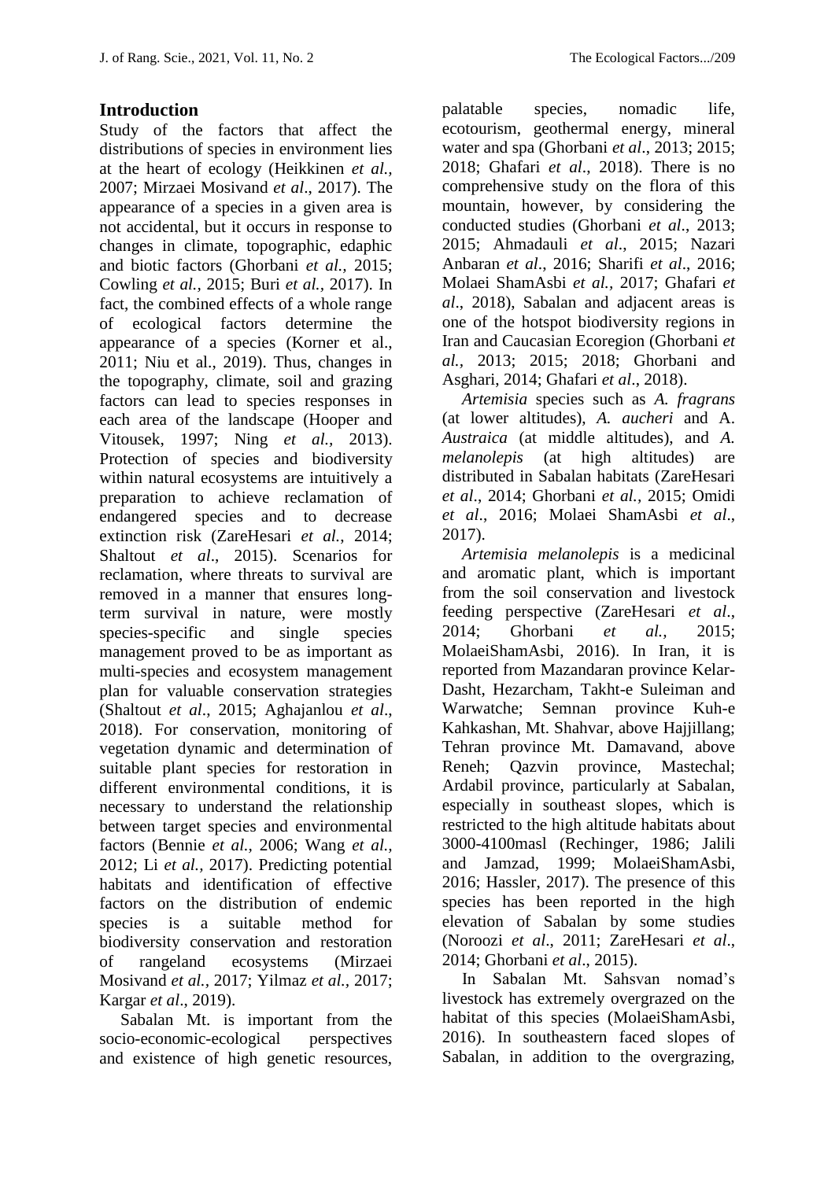## Introduction

Study of the factors that affect the distributions of species in environment lies at the heart of ecology (Heikkinen *et al.,* 2007; Mirzaei Mosivand *et al*., 2017). The appearance of a species in a given area is not accidental, but it occurs in response to changes in climate, topographic, edaphic and biotic factors (Ghorbani *et al.,* 2015; Cowling *et al.,* 2015; Buri *et al.,* 2017). In fact, the combined effects of a whole range of ecological factors determine the appearance of a species (Korner et al., 2011; Niu et al., 2019). Thus, changes in the topography, climate, soil and grazing factors can lead to species responses in each area of the landscape (Hooper and Vitousek, 1997; Ning *et al.,* 2013). Protection of species and biodiversity within natural ecosystems are intuitively a preparation to achieve reclamation of endangered species and to decrease extinction risk (ZareHesari *et al.,* 2014; Shaltout *et al*., 2015). Scenarios for reclamation, where threats to survival are removed in a manner that ensures long-term survival in nature, were mostly species-specific and single species management proved to be as important as multi-species and ecosystem management plan for valuable conservation strategies (Shaltout *et al*., 2015; Aghajanlou *et al*., 2018). For conservation, monitoring of vegetation dynamic and determination of suitable plant species for restoration in different environmental conditions, it is necessary to understand the relationship between target species and environmental factors (Bennie *et al.,* 2006; Wang *et al.,* 2012; Li *et al.,* 2017). Predicting potential habitats and identification of effective factors on the distribution of endemic species is a suitable method for biodiversity conservation and restoration of rangeland ecosystems (Mirzaei Mosivand *et al.,* 2017; Yilmaz *et al.,* 2017; Kargar *et al*., 2019).

Sabalan Mt. is important from the socio-economic-ecological perspectives and existence of high genetic resources, palatable species, nomadic life, ecotourism, geothermal energy, mineral water and spa (Ghorbani *et al*., 2013; 2015; 2018; Ghafari *et al*., 2018). There is no comprehensive study on the flora of this mountain, however, by considering the conducted studies (Ghorbani *et al*., 2013; 2015; Ahmadauli *et al*., 2015; Nazari Anbaran *et al*., 2016; Sharifi *et al*., 2016; Molaei ShamAsbi *et al.,* 2017; Ghafari *et al*., 2018), Sabalan and adjacent areas is one of the hotspot biodiversity regions in Iran and Caucasian Ecoregion (Ghorbani *et al.,* 2013; 2015; 2018; Ghorbani and Asghari, 2014; Ghafari *et al*., 2018).

*Artemisia* species such as *A. fragrans* (at lower altitudes), *A. aucheri* and A. *Austraica* (at middle altitudes), and *A. melanolepis* (at high altitudes) are distributed in Sabalan habitats (ZareHesari *et al*., 2014; Ghorbani *et al.,* 2015; Omidi *et al*., 2016; Molaei ShamAsbi *et al*., 2017).

*Artemisia melanolepis* is a medicinal and aromatic plant, which is important from the soil conservation and livestock feeding perspective (ZareHesari *et al*., 2014; Ghorbani *et al.,* 2015; MolaeiShamAsbi, 2016). In Iran, it is reported from Mazandaran province Kelar-Dasht, Hezarcham, Takht-e Suleiman and Warwatche; Semnan province Kuh-e Kahkashan, Mt. Shahvar, above Hajjillang; Tehran province Mt. Damavand, above Reneh; Qazvin province, Mastechal; Ardabil province, particularly at Sabalan, especially in southeast slopes, which is restricted to the high altitude habitats about 3000-4100masl (Rechinger, 1986; Jalili and Jamzad, 1999; MolaeiShamAsbi, 2016; Hassler, 2017). The presence of this species has been reported in the high elevation of Sabalan by some studies (Noroozi *et al*., 2011; ZareHesari *et al*., 2014; Ghorbani *et al*., 2015).

In Sabalan Mt. Sahsvan nomad's livestock has extremely overgrazed on the habitat of this species (MolaeiShamAsbi, 2016). In southeastern faced slopes of Sabalan, in addition to the overgrazing,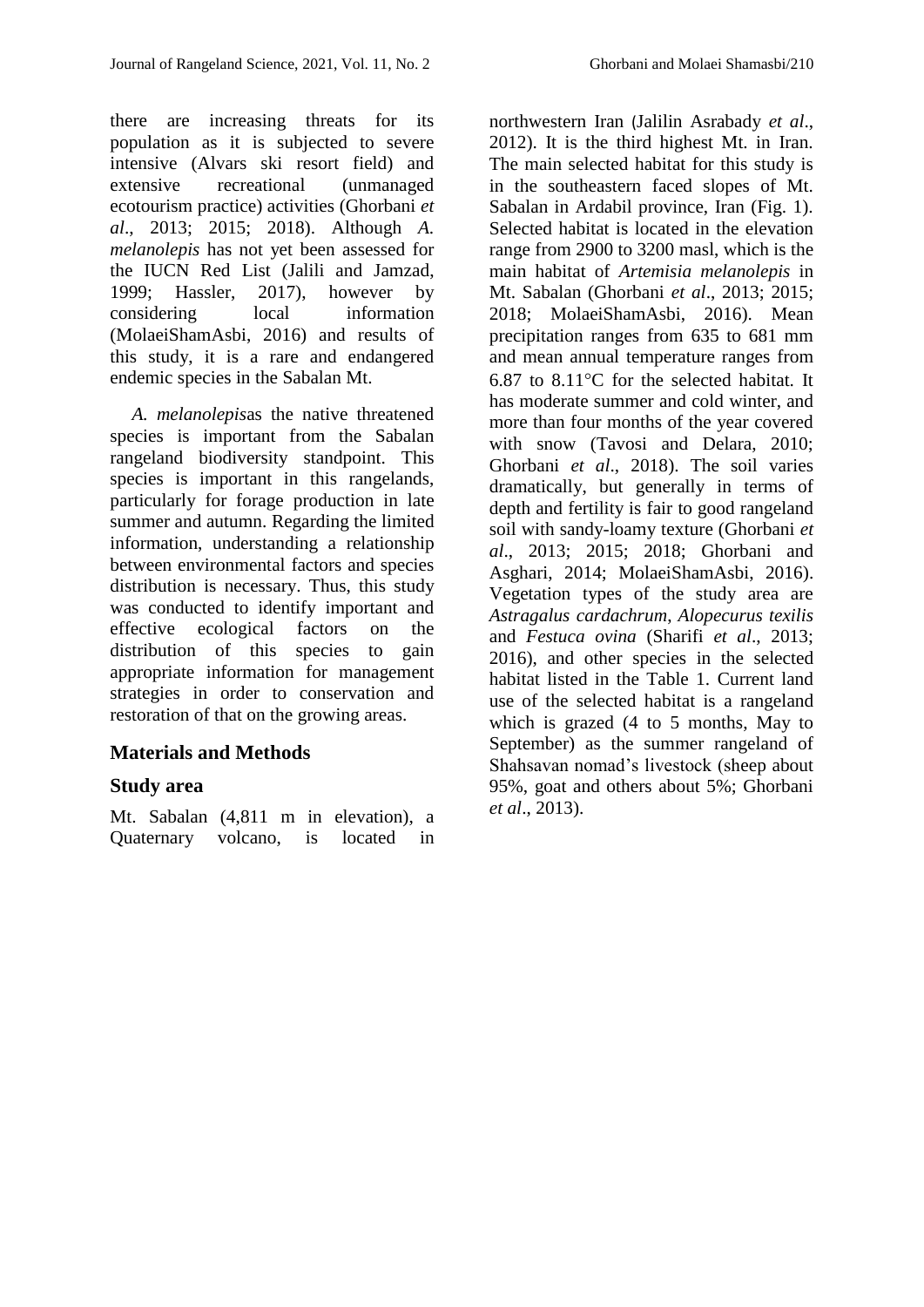there are increasing threats for its population as it is subjected to severe intensive (Alvars ski resort field) and extensive recreational (unmanaged ecotourism practice) activities (Ghorbani *et al*., 2013; 2015; 2018). Although *A. melanolepis* has not yet been assessed for the IUCN Red List (Jalili and Jamzad, 1999; Hassler, 2017), however by considering local information (MolaeiShamAsbi, 2016) and results of this study, it is a rare and endangered endemic species in the Sabalan Mt.

*A. melanolepis*as the native threatened species is important from the Sabalan rangeland biodiversity standpoint. This species is important in this rangelands, particularly for forage production in late summer and autumn. Regarding the limited information, understanding a relationship between environmental factors and species distribution is necessary. Thus, this study was conducted to identify important and effective ecological factors on the distribution of this species to gain appropriate information for management strategies in order to conservation and restoration of that on the growing areas.

## Materials and Methods

### Study area

Mt. Sabalan (4,811 m in elevation), a Quaternary volcano, is located in northwestern Iran (Jalilin Asrabady *et al*., 2012). It is the third highest Mt. in Iran. The main selected habitat for this study is in the southeastern faced slopes of Mt. Sabalan in Ardabil province, Iran (Fig. 1). Selected habitat is located in the elevation range from 2900 to 3200 masl, which is the main habitat of *Artemisia melanolepis* in Mt. Sabalan (Ghorbani *et al*., 2013; 2015; 2018; MolaeiShamAsbi, 2016). Mean precipitation ranges from 635 to 681 mm and mean annual temperature ranges from 6.87 to 8.11°C for the selected habitat. It has moderate summer and cold winter, and more than four months of the year covered with snow (Tavosi and Delara, 2010; Ghorbani *et al*., 2018). The soil varies dramatically, but generally in terms of depth and fertility is fair to good rangeland soil with sandy-loamy texture (Ghorbani *et al*., 2013; 2015; 2018; Ghorbani and Asghari, 2014; MolaeiShamAsbi, 2016). Vegetation types of the study area are *Astragalus cardachrum*, *Alopecurus texilis* and *Festuca ovina* (Sharifi *et al*., 2013; 2016), and other species in the selected habitat listed in the Table 1. Current land use of the selected habitat is a rangeland which is grazed (4 to 5 months, May to September) as the summer rangeland of Shahsavan nomad's livestock (sheep about 95%, goat and others about 5%; Ghorbani *et al*., 2013).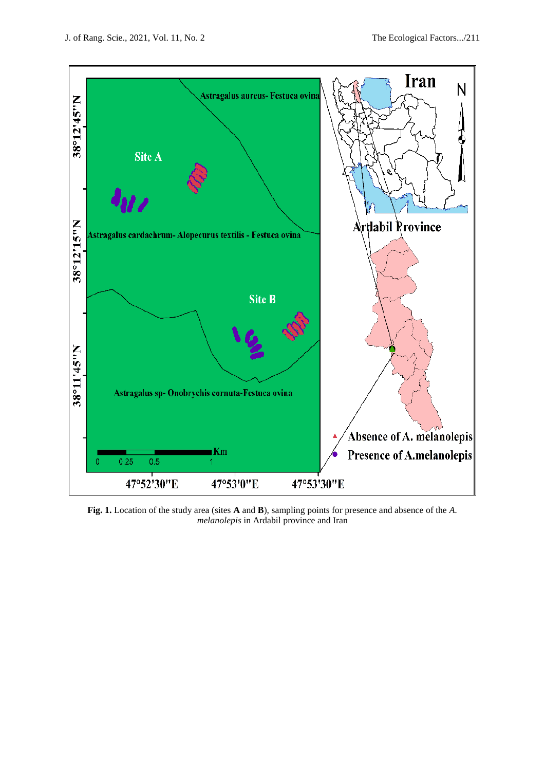**Fig. 1.** Location of the study area (sites **A** and **B**), sampling points for presence and absence of the *A. melanolepis* in Ardabil province and Iran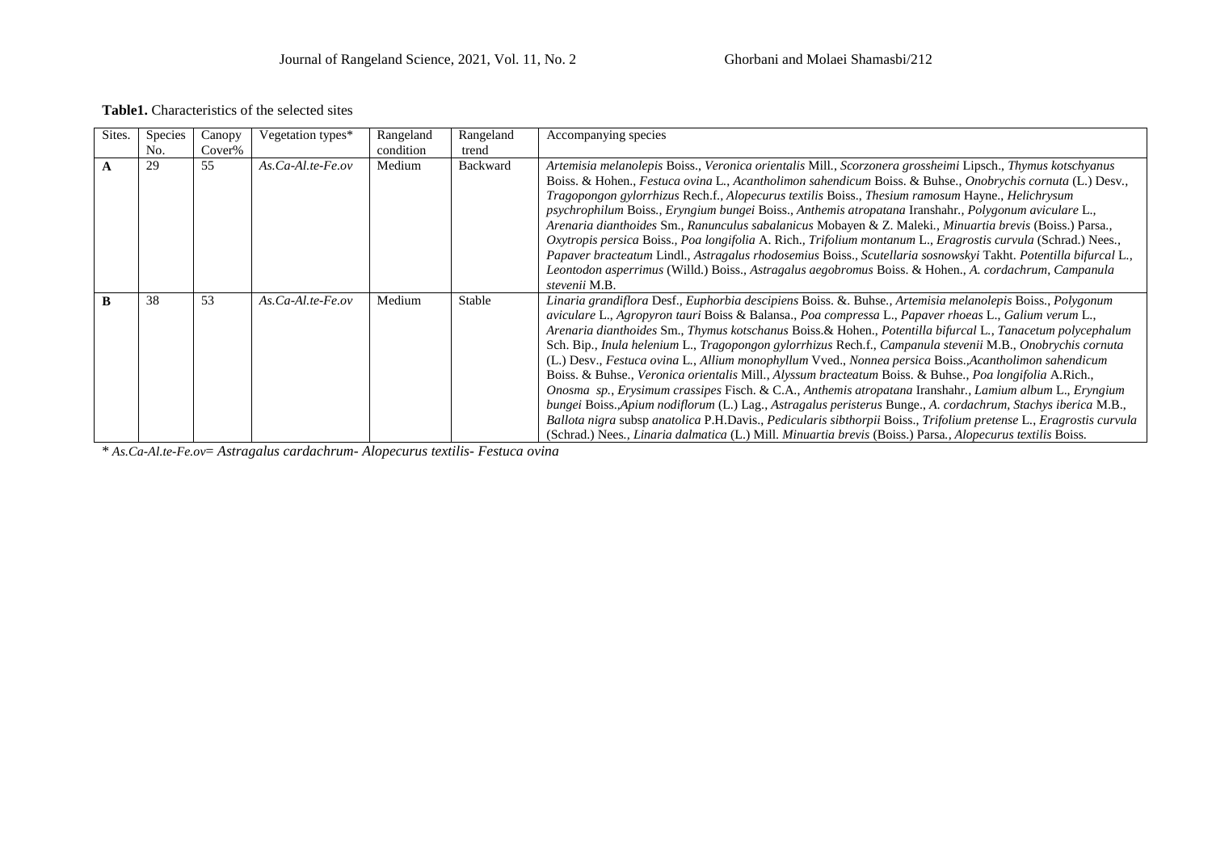**Table1.** Characteristics of the selected sites

| Sites. | Species No. | Canopy Cover% | Vegetation types* | Rangeland condition | Rangeland trend | Accompanying species |
|---|---|---|---|---|---|---|
| **A** | 29 | 55 | *As.Ca-Al.te-Fe.ov* | Medium | Backward | *Artemisia melanolepis* Boiss., *Veronica orientalis* Mill., *Scorzonera grossheimi* Lipsch., *Thymus kotschyanus* Boiss. & Hohen., *Festuca ovina* L., *Acantholimon sahendicum* Boiss. & Buhse., *Onobrychis cornuta* (L.) Desv., *Tragopongon gylorrhizus* Rech.f., *Alopecurus textilis* Boiss., *Thesium ramosum* Hayne., *Helichrysum psychrophilum* Boiss., *Eryngium bungei* Boiss., *Anthemis atropatana* Iranshahr., *Polygonum aviculare* L., *Arenaria dianthoides* Sm., *Ranunculus sabalanicus* Mobayen & Z. Maleki., *Minuartia brevis* (Boiss.) Parsa., *Oxytropis persica* Boiss., *Poa longifolia* A. Rich., *Trifolium montanum* L., *Eragrostis curvula* (Schrad.) Nees., *Papaver bracteatum* Lindl., *Astragalus rhodosemius* Boiss., *Scutellaria sosnowskyi* Takht. *Potentilla bifurcal* L., *Leontodon asperrimus* (Willd.) Boiss., *Astragalus aegobromus* Boiss. & Hohen., *A. cordachrum*, *Campanula stevenii* M.B. |
| **B** | 38 | 53 | *As.Ca-Al.te-Fe.ov* | Medium | Stable | *Linaria grandiflora* Desf., *Euphorbia descipiens* Boiss. &. Buhse., *Artemisia melanolepis* Boiss., *Polygonum aviculare* L., *Agropyron tauri* Boiss & Balansa., *Poa compressa* L., *Papaver rhoeas* L., *Galium verum* L., *Arenaria dianthoides* Sm., *Thymus kotschanus* Boiss.& Hohen., *Potentilla bifurcal* L., *Tanacetum polycephalum* Sch. Bip., *Inula helenium* L., *Tragopongon gylorrhizus* Rech.f., *Campanula stevenii* M.B., *Onobrychis cornuta* (L.) Desv., *Festuca ovina* L., *Allium monophyllum* Vved., *Nonnea persica* Boiss.,*Acantholimon sahendicum* Boiss. & Buhse., *Veronica orientalis* Mill., *Alyssum bracteatum* Boiss. & Buhse., *Poa longifolia* A.Rich., *Onosma sp.*, *Erysimum crassipes* Fisch. & C.A., *Anthemis atropatana* Iranshahr., *Lamium album* L., *Eryngium bungei* Boiss.,*Apium nodiflorum* (L.) Lag., *Astragalus peristerus* Bunge., *A. cordachrum*, *Stachys iberica* M.B., *Ballota nigra* subsp *anatolica* P.H.Davis., *Pedicularis sibthorpii* Boiss., *Trifolium pretense* L., *Eragrostis curvula* (Schrad.) Nees., *Linaria dalmatica* (L.) Mill. *Minuartia brevis* (Boiss.) Parsa., *Alopecurus textilis* Boiss. |

\* *As.Ca-Al.te-Fe.ov*= *Astragalus cardachrum- Alopecurus textilis- Festuca ovina*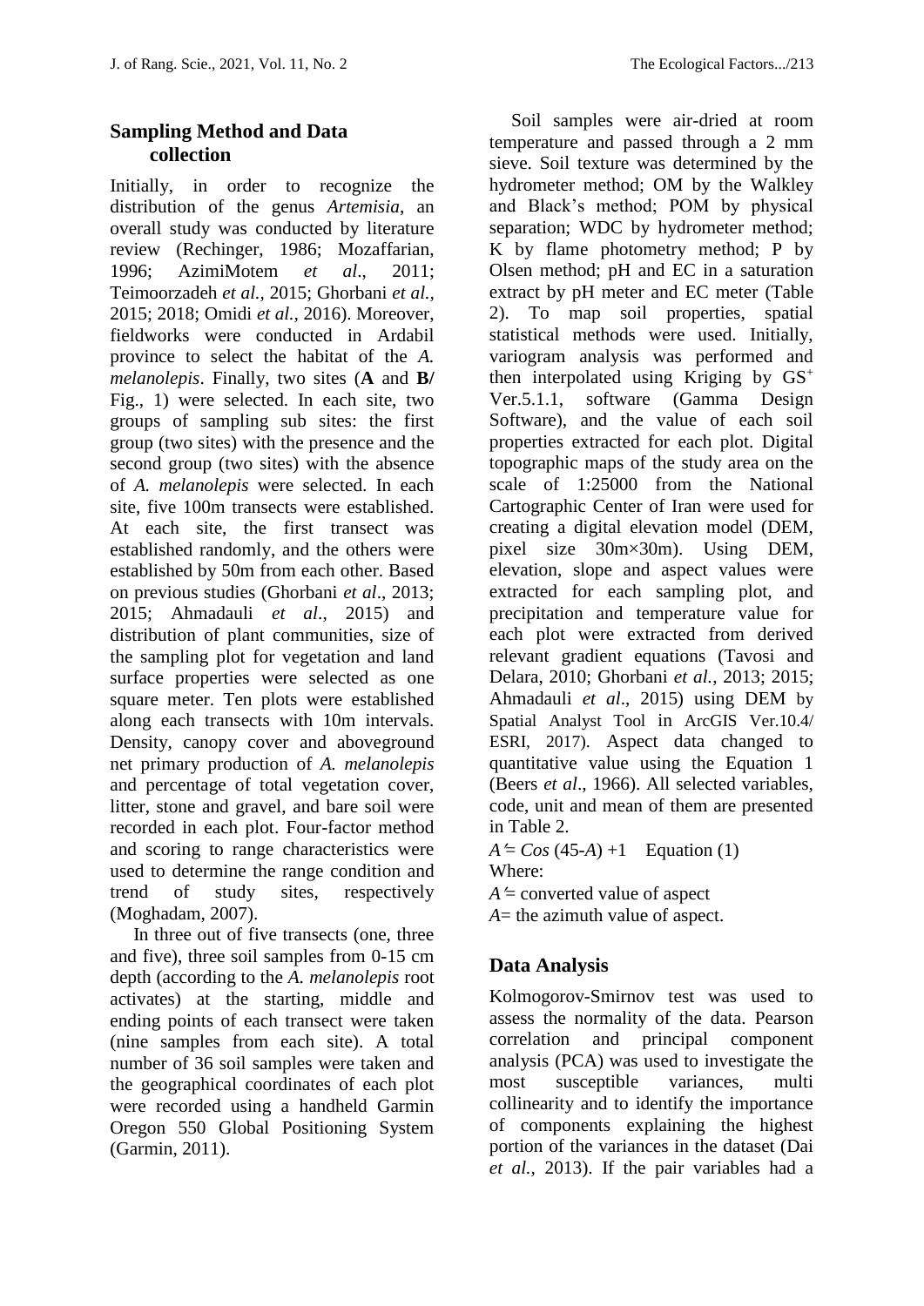## Sampling Method and Data collection

Initially, in order to recognize the distribution of the genus *Artemisia*, an overall study was conducted by literature review (Rechinger, 1986; Mozaffarian, 1996; AzimiMotem *et al*., 2011; Teimoorzadeh *et al.,* 2015; Ghorbani *et al.,* 2015; 2018; Omidi *et al.,* 2016). Moreover, fieldworks were conducted in Ardabil province to select the habitat of the *A. melanolepis*. Finally, two sites (**A** and **B/** Fig., 1) were selected. In each site, two groups of sampling sub sites: the first group (two sites) with the presence and the second group (two sites) with the absence of *A. melanolepis* were selected. In each site, five 100m transects were established. At each site, the first transect was established randomly, and the others were established by 50m from each other. Based on previous studies (Ghorbani *et al*., 2013; 2015; Ahmadauli *et al*., 2015) and distribution of plant communities, size of the sampling plot for vegetation and land surface properties were selected as one square meter. Ten plots were established along each transects with 10m intervals. Density, canopy cover and aboveground net primary production of *A. melanolepis* and percentage of total vegetation cover, litter, stone and gravel, and bare soil were recorded in each plot. Four-factor method and scoring to range characteristics were used to determine the range condition and trend of study sites, respectively (Moghadam, 2007).

In three out of five transects (one, three and five), three soil samples from 0-15 cm depth (according to the *A. melanolepis* root activates) at the starting, middle and ending points of each transect were taken (nine samples from each site). A total number of 36 soil samples were taken and the geographical coordinates of each plot were recorded using a handheld Garmin Oregon 550 Global Positioning System (Garmin, 2011).

Soil samples were air-dried at room temperature and passed through a 2 mm sieve. Soil texture was determined by the hydrometer method; OM by the Walkley and Black's method; POM by physical separation; WDC by hydrometer method; K by flame photometry method; P by Olsen method; pH and EC in a saturation extract by pH meter and EC meter (Table 2). To map soil properties, spatial statistical methods were used. Initially, variogram analysis was performed and then interpolated using Kriging by $GS^{+}$ Ver.5.1.1, software (Gamma Design Software), and the value of each soil properties extracted for each plot. Digital topographic maps of the study area on the scale of 1:25000 from the National Cartographic Center of Iran were used for creating a digital elevation model (DEM, pixel size 30m×30m). Using DEM, elevation, slope and aspect values were extracted for each sampling plot, and precipitation and temperature value for each plot were extracted from derived relevant gradient equations (Tavosi and Delara, 2010; Ghorbani *et al.,* 2013; 2015; Ahmadauli *et al*., 2015) using DEM by Spatial Analyst Tool in ArcGIS Ver.10.4/ ESRI, 2017). Aspect data changed to quantitative value using the Equation 1 (Beers *et al*., 1966). All selected variables, code, unit and mean of them are presented in Table 2.

$A' = Cos\,(45\text{-}A) + 1$ Equation (1)

Where:

$A'$ = converted value of aspect

$A$ = the azimuth value of aspect.

## Data Analysis

Kolmogorov-Smirnov test was used to assess the normality of the data. Pearson correlation and principal component analysis (PCA) was used to investigate the most susceptible variances, multi collinearity and to identify the importance of components explaining the highest portion of the variances in the dataset (Dai *et al.,* 2013). If the pair variables had a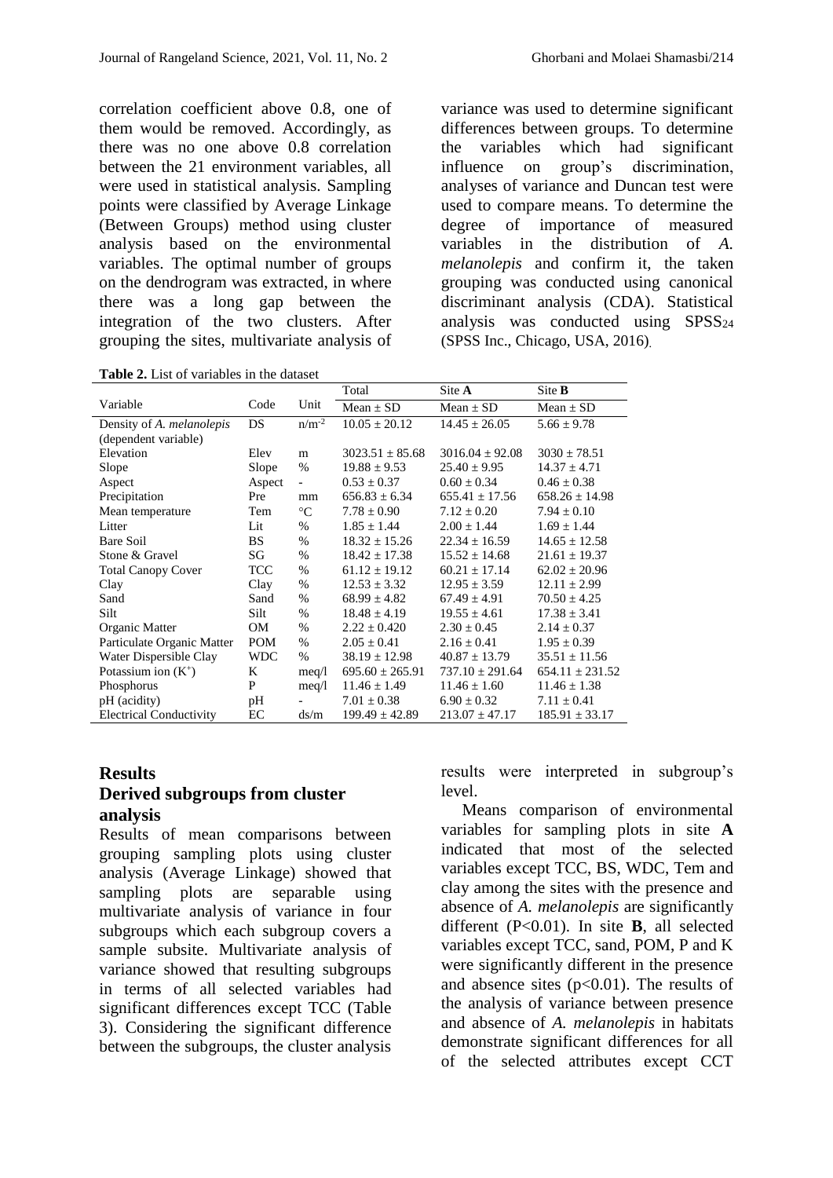correlation coefficient above 0.8, one of them would be removed. Accordingly, as there was no one above 0.8 correlation between the 21 environment variables, all were used in statistical analysis. Sampling points were classified by Average Linkage (Between Groups) method using cluster analysis based on the environmental variables. The optimal number of groups on the dendrogram was extracted, in where there was a long gap between the integration of the two clusters. After grouping the sites, multivariate analysis of variance was used to determine significant differences between groups. To determine the variables which had significant influence on group's discrimination, analyses of variance and Duncan test were used to compare means. To determine the degree of importance of measured variables in the distribution of *A. melanolepis* and confirm it, the taken grouping was conducted using canonical discriminant analysis (CDA). Statistical analysis was conducted using $SPSS_{24}$ (SPSS Inc., Chicago, USA, 2016).

**Table 2.** List of variables in the dataset

| Variable | Code | Unit | Total | Site **A** | Site **B** |
|---|---|---|---|---|---|
| | | | Mean ± SD | Mean ± SD | Mean ± SD |
| Density of *A. melanolepis* (dependent variable) | DS | $n/m^{-2}$ | 10.05 ± 20.12 | 14.45 ± 26.05 | 5.66 ± 9.78 |
| Elevation | Elev | m | 3023.51 ± 85.68 | 3016.04 ± 92.08 | 3030 ± 78.51 |
| Slope | Slope | % | 19.88 ± 9.53 | 25.40 ± 9.95 | 14.37 ± 4.71 |
| Aspect | Aspect | - | 0.53 ± 0.37 | 0.60 ± 0.34 | 0.46 ± 0.38 |
| Precipitation | Pre | mm | 656.83 ± 6.34 | 655.41 ± 17.56 | 658.26 ± 14.98 |
| Mean temperature | Tem | °C | 7.78 ± 0.90 | 7.12 ± 0.20 | 7.94 ± 0.10 |
| Litter | Lit | % | 1.85 ± 1.44 | 2.00 ± 1.44 | 1.69 ± 1.44 |
| Bare Soil | BS | % | 18.32 ± 15.26 | 22.34 ± 16.59 | 14.65 ± 12.58 |
| Stone & Gravel | SG | % | 18.42 ± 17.38 | 15.52 ± 14.68 | 21.61 ± 19.37 |
| Total Canopy Cover | TCC | % | 61.12 ± 19.12 | 60.21 ± 17.14 | 62.02 ± 20.96 |
| Clay | Clay | % | 12.53 ± 3.32 | 12.95 ± 3.59 | 12.11 ± 2.99 |
| Sand | Sand | % | 68.99 ± 4.82 | 67.49 ± 4.91 | 70.50 ± 4.25 |
| Silt | Silt | % | 18.48 ± 4.19 | 19.55 ± 4.61 | 17.38 ± 3.41 |
| Organic Matter | OM | % | 2.22 ± 0.420 | 2.30 ± 0.45 | 2.14 ± 0.37 |
| Particulate Organic Matter | POM | % | 2.05 ± 0.41 | 2.16 ± 0.41 | 1.95 ± 0.39 |
| Water Dispersible Clay | WDC | % | 38.19 ± 12.98 | 40.87 ± 13.79 | 35.51 ± 11.56 |
| Potassium ion ($K^+$) | K | meq/l | 695.60 ± 265.91 | 737.10 ± 291.64 | 654.11 ± 231.52 |
| Phosphorus | P | meq/l | 11.46 ± 1.49 | 11.46 ± 1.60 | 11.46 ± 1.38 |
| pH (acidity) | pH | - | 7.01 ± 0.38 | 6.90 ± 0.32 | 7.11 ± 0.41 |
| Electrical Conductivity | EC | ds/m | 199.49 ± 42.89 | 213.07 ± 47.17 | 185.91 ± 33.17 |

## Results

### Derived subgroups from cluster analysis

Results of mean comparisons between grouping sampling plots using cluster analysis (Average Linkage) showed that sampling plots are separable using multivariate analysis of variance in four subgroups which each subgroup covers a sample subsite. Multivariate analysis of variance showed that resulting subgroups in terms of all selected variables had significant differences except TCC (Table 3). Considering the significant difference between the subgroups, the cluster analysis results were interpreted in subgroup's level.

Means comparison of environmental variables for sampling plots in site **A** indicated that most of the selected variables except TCC, BS, WDC, Tem and clay among the sites with the presence and absence of *A. melanolepis* are significantly different ($P<0.01$). In site **B**, all selected variables except TCC, sand, POM, P and K were significantly different in the presence and absence sites ($p<0.01$). The results of the analysis of variance between presence and absence of *A. melanolepis* in habitats demonstrate significant differences for all of the selected attributes except CCT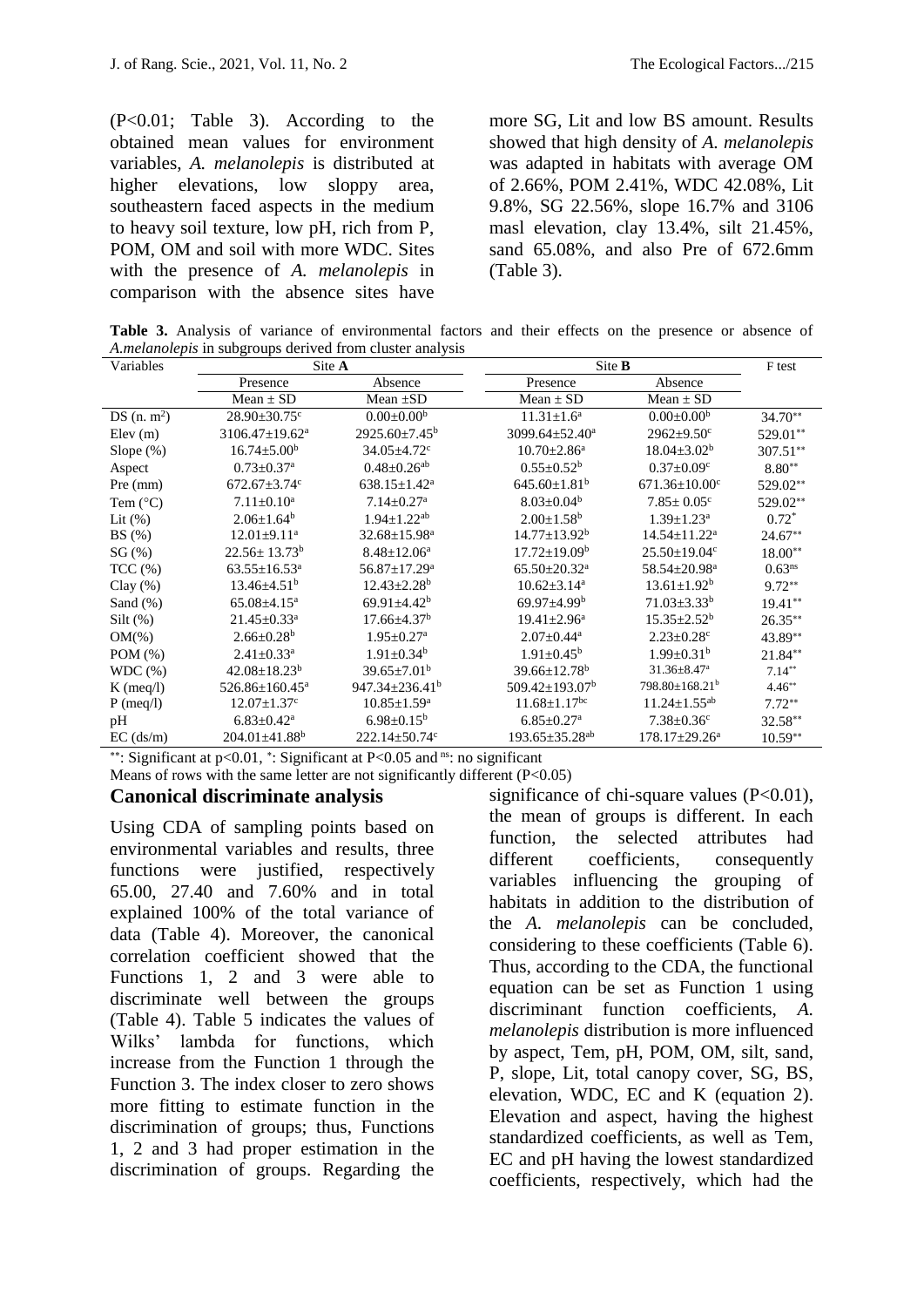(P<0.01; Table 3). According to the obtained mean values for environment variables, *A. melanolepis* is distributed at higher elevations, low sloppy area, southeastern faced aspects in the medium to heavy soil texture, low pH, rich from P, POM, OM and soil with more WDC. Sites with the presence of *A. melanolepis* in comparison with the absence sites have more SG, Lit and low BS amount. Results showed that high density of *A. melanolepis* was adapted in habitats with average OM of 2.66%, POM 2.41%, WDC 42.08%, Lit 9.8%, SG 22.56%, slope 16.7% and 3106 masl elevation, clay 13.4%, silt 21.45%, sand 65.08%, and also Pre of 672.6mm (Table 3).

**Table 3.** Analysis of variance of environmental factors and their effects on the presence or absence of *A.melanolepis* in subgroups derived from cluster analysis

| Variables | Site **A** | | Site **B** | | F test |
|---|---|---|---|---|---|
| | Presence | Absence | Presence | Absence | |
| | Mean ± SD | Mean ±SD | Mean ± SD | Mean ± SD | |
| DS (n. $m^2$) | $28.90±30.75^c$ | $0.00±0.00^b$ | $11.31±1.6^a$ | $0.00±0.00^b$ | $34.70^{**}$ |
| Elev (m) | $3106.47±19.62^a$ | $2925.60±7.45^b$ | $3099.64±52.40^a$ | $2962±9.50^c$ | $529.01^{**}$ |
| Slope (%) | $16.74±5.00^b$ | $34.05±4.72^c$ | $10.70±2.86^a$ | $18.04±3.02^b$ | $307.51^{**}$ |
| Aspect | $0.73±0.37^a$ | $0.48±0.26^{ab}$ | $0.55±0.52^b$ | $0.37±0.09^c$ | $8.80^{**}$ |
| Pre (mm) | $672.67±3.74^c$ | $638.15±1.42^a$ | $645.60±1.81^b$ | $671.36±10.00^c$ | $529.02^{**}$ |
| Tem (°C) | $7.11±0.10^a$ | $7.14±0.27^a$ | $8.03±0.04^b$ | $7.85± 0.05^c$ | $529.02^{**}$ |
| Lit (%) | $2.06±1.64^b$ | $1.94±1.22^{ab}$ | $2.00±1.58^b$ | $1.39±1.23^a$ | $0.72^*$ |
| BS (%) | $12.01±9.11^a$ | $32.68±15.98^a$ | $14.77±13.92^b$ | $14.54±11.22^a$ | $24.67^{**}$ |
| SG (%) | $22.56± 13.73^b$ | $8.48±12.06^a$ | $17.72±19.09^b$ | $25.50±19.04^c$ | $18.00^{**}$ |
| TCC (%) | $63.55±16.53^a$ | $56.87±17.29^a$ | $65.50±20.32^a$ | $58.54±20.98^a$ | $0.63^{ns}$ |
| Clay (%) | $13.46±4.51^b$ | $12.43±2.28^b$ | $10.62±3.14^a$ | $13.61±1.92^b$ | $9.72^{**}$ |
| Sand (%) | $65.08±4.15^a$ | $69.91±4.42^b$ | $69.97±4.99^b$ | $71.03±3.33^b$ | $19.41^{**}$ |
| Silt (%) | $21.45±0.33^a$ | $17.66±4.37^b$ | $19.41±2.96^a$ | $15.35±2.52^b$ | $26.35^{**}$ |
| OM(%) | $2.66±0.28^b$ | $1.95±0.27^a$ | $2.07±0.44^a$ | $2.23±0.28^c$ | $43.89^{**}$ |
| POM (%) | $2.41±0.33^a$ | $1.91±0.34^b$ | $1.91±0.45^b$ | $1.99±0.31^b$ | $21.84^{**}$ |
| WDC (%) | $42.08±18.23^b$ | $39.65±7.01^b$ | $39.66±12.78^b$ | $31.36±8.47^a$ | $7.14^{**}$ |
| K (meq/l) | $526.86±160.45^a$ | $947.34±236.41^b$ | $509.42±193.07^b$ | $798.80±168.21^b$ | $4.46^{**}$ |
| P (meq/l) | $12.07±1.37^c$ | $10.85±1.59^a$ | $11.68±1.17^{bc}$ | $11.24±1.55^{ab}$ | $7.72^{**}$ |
| pH | $6.83±0.42^a$ | $6.98±0.15^b$ | $6.85±0.27^a$ | $7.38±0.36^c$ | $32.58^{**}$ |
| EC (ds/m) | $204.01±41.88^b$ | $222.14±50.74^c$ | $193.65±35.28^{ab}$ | $178.17±29.26^a$ | $10.59^{**}$ |

**: Significant at p<0.01, *: Significant at P<0.05 and ns: no significant

Means of rows with the same letter are not significantly different (P<0.05)

## Canonical discriminate analysis

Using CDA of sampling points based on environmental variables and results, three functions were justified, respectively 65.00, 27.40 and 7.60% and in total explained 100% of the total variance of data (Table 4). Moreover, the canonical correlation coefficient showed that the Functions 1, 2 and 3 were able to discriminate well between the groups (Table 4). Table 5 indicates the values of Wilks' lambda for functions, which increase from the Function 1 through the Function 3. The index closer to zero shows more fitting to estimate function in the discrimination of groups; thus, Functions 1, 2 and 3 had proper estimation in the discrimination of groups. Regarding the significance of chi-square values (P<0.01), the mean of groups is different. In each function, the selected attributes had different coefficients, consequently variables influencing the grouping of habitats in addition to the distribution of the *A. melanolepis* can be concluded, considering to these coefficients (Table 6). Thus, according to the CDA, the functional equation can be set as Function 1 using discriminant function coefficients, *A. melanolepis* distribution is more influenced by aspect, Tem, pH, POM, OM, silt, sand, P, slope, Lit, total canopy cover, SG, BS, elevation, WDC, EC and K (equation 2). Elevation and aspect, having the highest standardized coefficients, as well as Tem, EC and pH having the lowest standardized coefficients, respectively, which had the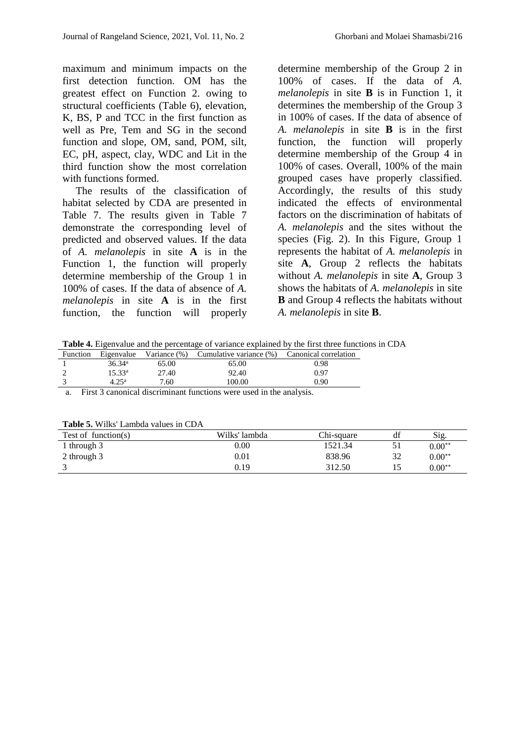maximum and minimum impacts on the first detection function. OM has the greatest effect on Function 2. owing to structural coefficients (Table 6), elevation, K, BS, P and TCC in the first function as well as Pre, Tem and SG in the second function and slope, OM, sand, POM, silt, EC, pH, aspect, clay, WDC and Lit in the third function show the most correlation with functions formed.

The results of the classification of habitat selected by CDA are presented in Table 7. The results given in Table 7 demonstrate the corresponding level of predicted and observed values. If the data of *A. melanolepis* in site **A** is in the Function 1, the function will properly determine membership of the Group 1 in 100% of cases. If the data of absence of *A. melanolepis* in site **A** is in the first function, the function will properly determine membership of the Group 2 in 100% of cases. If the data of *A. melanolepis* in site **B** is in Function 1, it determines the membership of the Group 3 in 100% of cases. If the data of absence of *A. melanolepis* in site **B** is in the first function, the function will properly determine membership of the Group 4 in 100% of cases. Overall, 100% of the main grouped cases have properly classified. Accordingly, the results of this study indicated the effects of environmental factors on the discrimination of habitats of *A. melanolepis* and the sites without the species (Fig. 2). In this Figure, Group 1 represents the habitat of *A. melanolepis* in site **A**, Group 2 reflects the habitats without *A. melanolepis* in site **A**, Group 3 shows the habitats of *A. melanolepis* in site **B** and Group 4 reflects the habitats without *A. melanolepis* in site **B**.

**Table 4.** Eigenvalue and the percentage of variance explained by the first three functions in CDA

| Function | Eigenvalue | Variance (%) | Cumulative variance (%) | Canonical correlation |
|---|---|---|---|---|
| 1 | 36.34[a] | 65.00 | 65.00 | 0.98 |
| 2 | 15.33[a] | 27.40 | 92.40 | 0.97 |
| 3 | 4.25[a] | 7.60 | 100.00 | 0.90 |

a. First 3 canonical discriminant functions were used in the analysis.

**Table 5.** Wilks' Lambda values in CDA

| Test of function(s) | Wilks' lambda | Chi-square | df | Sig. |
|---|---|---|---|---|
| 1 through 3 | 0.00 | 1521.34 | 51 | 0.00** |
| 2 through 3 | 0.01 | 838.96 | 32 | 0.00** |
| 3 | 0.19 | 312.50 | 15 | 0.00** |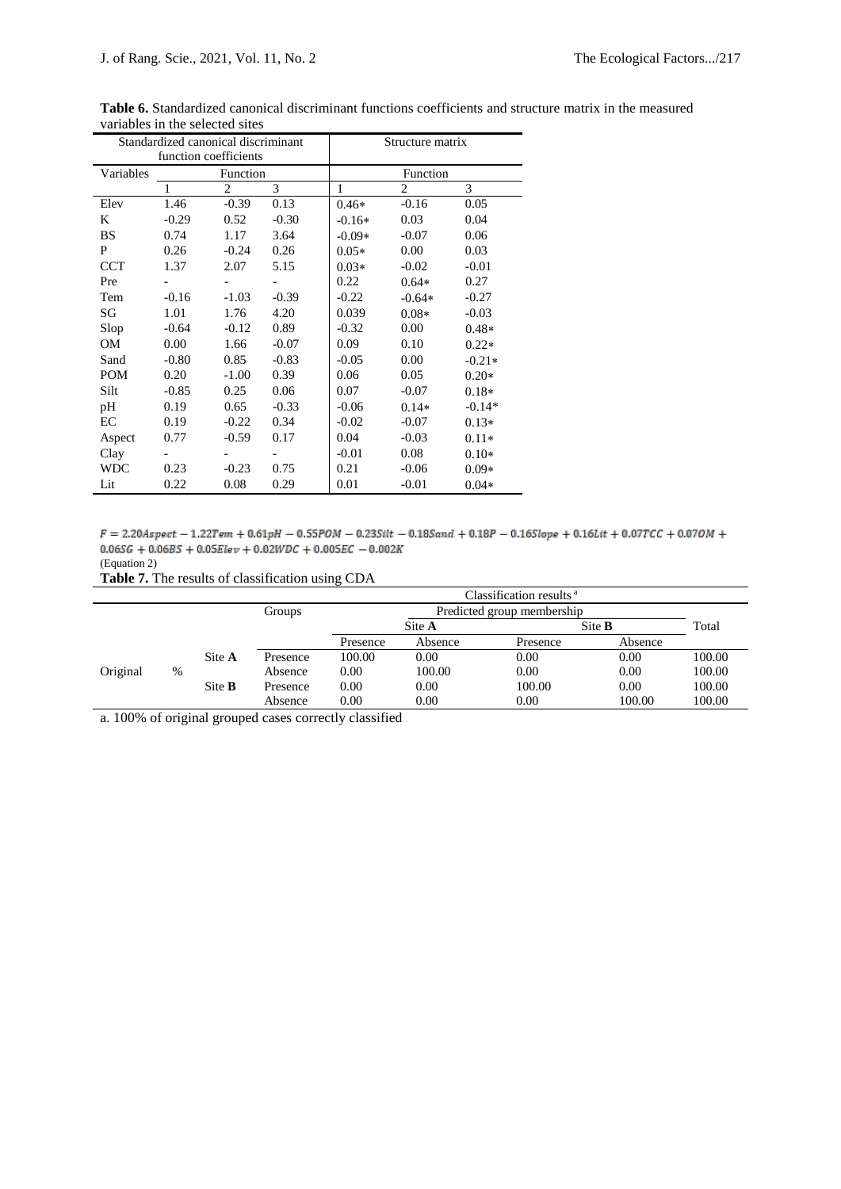**Table 6.** Standardized canonical discriminant functions coefficients and structure matrix in the measured variables in the selected sites

| Standardized canonical discriminant function coefficients | | | | Structure matrix | | |
|---|---|---|---|---|---|---|
| Variables | Function | | | Function | | |
| | 1 | 2 | 3 | 1 | 2 | 3 |
| Elev | 1.46 | -0.39 | 0.13 | 0.46* | -0.16 | 0.05 |
| K | -0.29 | 0.52 | -0.30 | -0.16* | 0.03 | 0.04 |
| BS | 0.74 | 1.17 | 3.64 | -0.09* | -0.07 | 0.06 |
| P | 0.26 | -0.24 | 0.26 | 0.05* | 0.00 | 0.03 |
| CCT | 1.37 | 2.07 | 5.15 | 0.03* | -0.02 | -0.01 |
| Pre | - | - | - | 0.22 | 0.64* | 0.27 |
| Tem | -0.16 | -1.03 | -0.39 | -0.22 | -0.64* | -0.27 |
| SG | 1.01 | 1.76 | 4.20 | 0.039 | 0.08* | -0.03 |
| Slop | -0.64 | -0.12 | 0.89 | -0.32 | 0.00 | 0.48* |
| OM | 0.00 | 1.66 | -0.07 | 0.09 | 0.10 | 0.22* |
| Sand | -0.80 | 0.85 | -0.83 | -0.05 | 0.00 | -0.21* |
| POM | 0.20 | -1.00 | 0.39 | 0.06 | 0.05 | 0.20* |
| Silt | -0.85 | 0.25 | 0.06 | 0.07 | -0.07 | 0.18* |
| pH | 0.19 | 0.65 | -0.33 | -0.06 | 0.14* | -0.14* |
| EC | 0.19 | -0.22 | 0.34 | -0.02 | -0.07 | 0.13* |
| Aspect | 0.77 | -0.59 | 0.17 | 0.04 | -0.03 | 0.11* |
| Clay | - | - | - | -0.01 | 0.08 | 0.10* |
| WDC | 0.23 | -0.23 | 0.75 | 0.21 | -0.06 | 0.09* |
| Lit | 0.22 | 0.08 | 0.29 | 0.01 | -0.01 | 0.04* |

$$F = 2.20Aspect - 1.22Tem + 0.61pH - 0.55POM - 0.23Silt - 0.18Sand + 0.18P - 0.16Slope + 0.16Lit + 0.07TCC + 0.07OM + 0.06SG + 0.06BS + 0.05Elev + 0.02WDC + 0.005EC - 0.002K$$

(Equation 2)

**Table 7.** The results of classification using CDA

| | | | | Classification results [a] | | | | |
|---|---|---|---|---|---|---|---|---|
| | | | Groups | Predicted group membership | | | | Total |
| | | | | Site **A** | | Site **B** | | |
| | | | | Presence | Absence | Presence | Absence | |
| Original | % | Site **A** | Presence | 100.00 | 0.00 | 0.00 | 0.00 | 100.00 |
| | | | Absence | 0.00 | 100.00 | 0.00 | 0.00 | 100.00 |
| | | Site **B** | Presence | 0.00 | 0.00 | 100.00 | 0.00 | 100.00 |
| | | | Absence | 0.00 | 0.00 | 0.00 | 100.00 | 100.00 |

a. 100% of original grouped cases correctly classified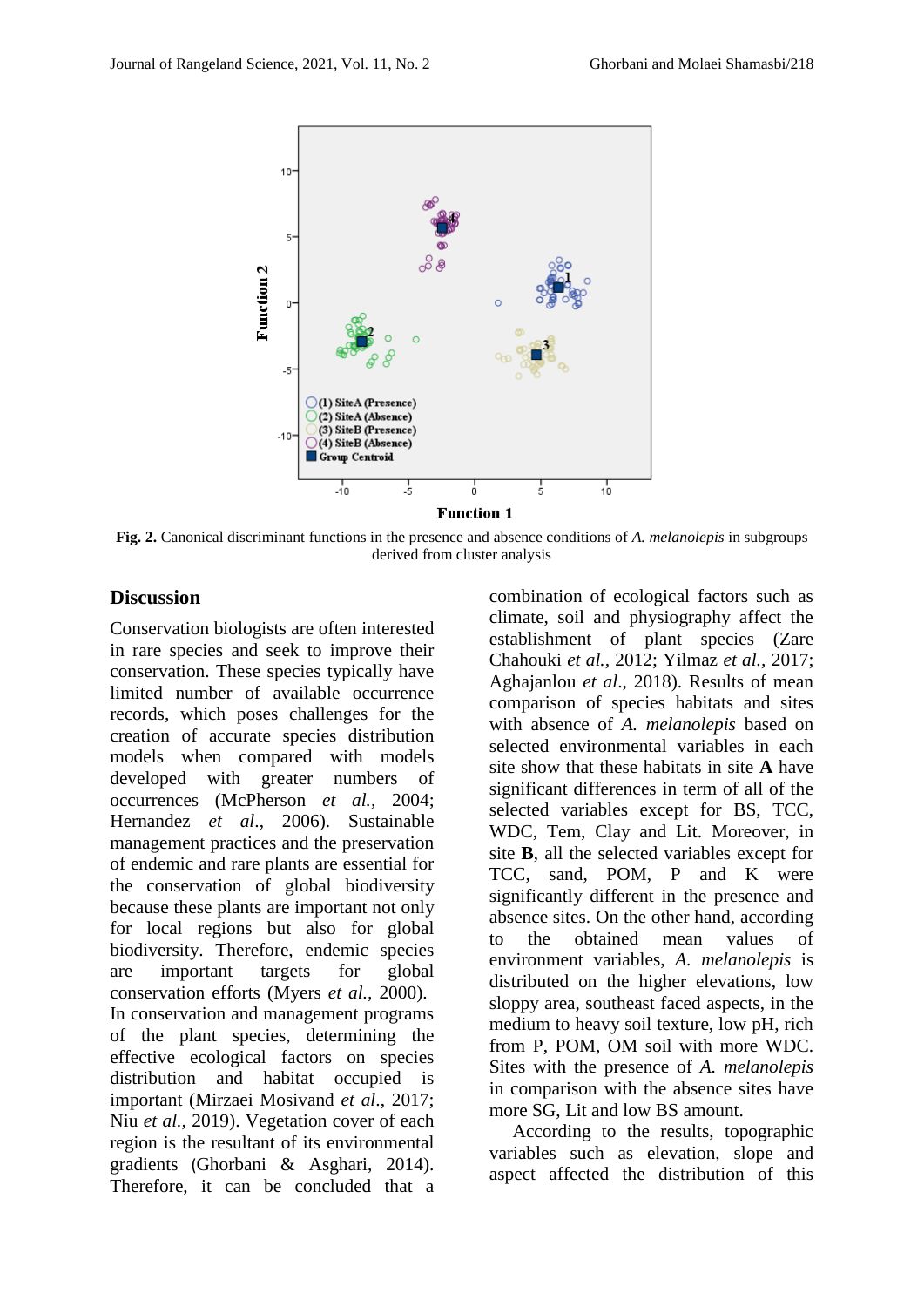Fig. 2. Canonical discriminant functions in the presence and absence conditions of *A. melanolepis* in subgroups derived from cluster analysis

## Discussion

Conservation biologists are often interested in rare species and seek to improve their conservation. These species typically have limited number of available occurrence records, which poses challenges for the creation of accurate species distribution models when compared with models developed with greater numbers of occurrences (McPherson *et al.*, 2004; Hernandez *et al*., 2006). Sustainable management practices and the preservation of endemic and rare plants are essential for the conservation of global biodiversity because these plants are important not only for local regions but also for global biodiversity. Therefore, endemic species are important targets for global conservation efforts (Myers *et al*., 2000).

In conservation and management programs of the plant species, determining the effective ecological factors on species distribution and habitat occupied is important (Mirzaei Mosivand *et al*., 2017; Niu *et al*., 2019). Vegetation cover of each region is the resultant of its environmental gradients (Ghorbani & Asghari, 2014). Therefore, it can be concluded that a combination of ecological factors such as climate, soil and physiography affect the establishment of plant species (Zare Chahouki *et al.*, 2012; Yilmaz *et al.*, 2017; Aghajanlou *et al*., 2018). Results of mean comparison of species habitats and sites with absence of *A. melanolepis* based on selected environmental variables in each site show that these habitats in site **A** have significant differences in term of all of the selected variables except for BS, TCC, WDC, Tem, Clay and Lit. Moreover, in site **B**, all the selected variables except for TCC, sand, POM, P and K were significantly different in the presence and absence sites. On the other hand, according to the obtained mean values of environment variables, *A. melanolepis* is distributed on the higher elevations, low sloppy area, southeast faced aspects, in the medium to heavy soil texture, low pH, rich from P, POM, OM soil with more WDC. Sites with the presence of *A. melanolepis* in comparison with the absence sites have more SG, Lit and low BS amount.

According to the results, topographic variables such as elevation, slope and aspect affected the distribution of this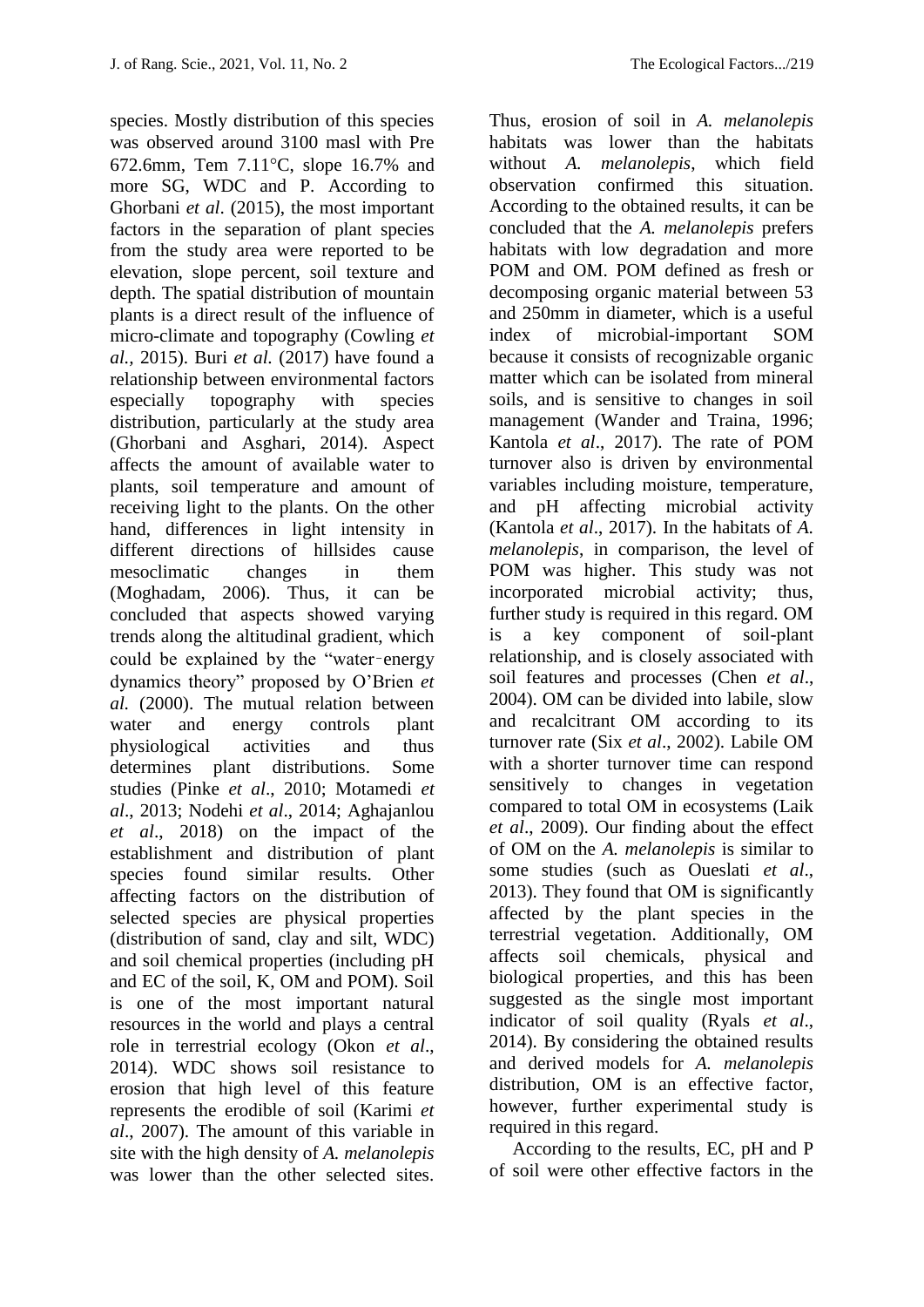species. Mostly distribution of this species was observed around 3100 masl with Pre 672.6mm, Tem 7.11°C, slope 16.7% and more SG, WDC and P. According to Ghorbani *et al*. (2015), the most important factors in the separation of plant species from the study area were reported to be elevation, slope percent, soil texture and depth. The spatial distribution of mountain plants is a direct result of the influence of micro-climate and topography (Cowling *et al.,* 2015). Buri *et al.* (2017) have found a relationship between environmental factors especially topography with species distribution, particularly at the study area (Ghorbani and Asghari, 2014). Aspect affects the amount of available water to plants, soil temperature and amount of receiving light to the plants. On the other hand, differences in light intensity in different directions of hillsides cause mesoclimatic changes in them (Moghadam, 2006). Thus, it can be concluded that aspects showed varying trends along the altitudinal gradient, which could be explained by the "water‑energy dynamics theory" proposed by O'Brien *et al.* (2000). The mutual relation between water and energy controls plant physiological activities and thus determines plant distributions. Some studies (Pinke *et al*., 2010; Motamedi *et al*., 2013; Nodehi *et al*., 2014; Aghajanlou *et al*., 2018) on the impact of the establishment and distribution of plant species found similar results. Other affecting factors on the distribution of selected species are physical properties (distribution of sand, clay and silt, WDC) and soil chemical properties (including pH and EC of the soil, K, OM and POM). Soil is one of the most important natural resources in the world and plays a central role in terrestrial ecology (Okon *et al*., 2014). WDC shows soil resistance to erosion that high level of this feature represents the erodible of soil (Karimi *et al*., 2007). The amount of this variable in site with the high density of *A. melanolepis* was lower than the other selected sites. Thus, erosion of soil in *A. melanolepis* habitats was lower than the habitats without *A. melanolepis*, which field observation confirmed this situation. According to the obtained results, it can be concluded that the *A. melanolepis* prefers habitats with low degradation and more POM and OM. POM defined as fresh or decomposing organic material between 53 and 250mm in diameter, which is a useful index of microbial-important SOM because it consists of recognizable organic matter which can be isolated from mineral soils, and is sensitive to changes in soil management (Wander and Traina, 1996; Kantola *et al*., 2017). The rate of POM turnover also is driven by environmental variables including moisture, temperature, and pH affecting microbial activity (Kantola *et al*., 2017). In the habitats of *A. melanolepis*, in comparison, the level of POM was higher. This study was not incorporated microbial activity; thus, further study is required in this regard. OM is a key component of soil-plant relationship, and is closely associated with soil features and processes (Chen *et al*., 2004). OM can be divided into labile, slow and recalcitrant OM according to its turnover rate (Six *et al*., 2002). Labile OM with a shorter turnover time can respond sensitively to changes in vegetation compared to total OM in ecosystems (Laik *et al*., 2009). Our finding about the effect of OM on the *A. melanolepis* is similar to some studies (such as Oueslati *et al*., 2013). They found that OM is significantly affected by the plant species in the terrestrial vegetation. Additionally, OM affects soil chemicals, physical and biological properties, and this has been suggested as the single most important indicator of soil quality (Ryals *et al*., 2014). By considering the obtained results and derived models for *A. melanolepis* distribution, OM is an effective factor, however, further experimental study is required in this regard.

According to the results, EC, pH and P of soil were other effective factors in the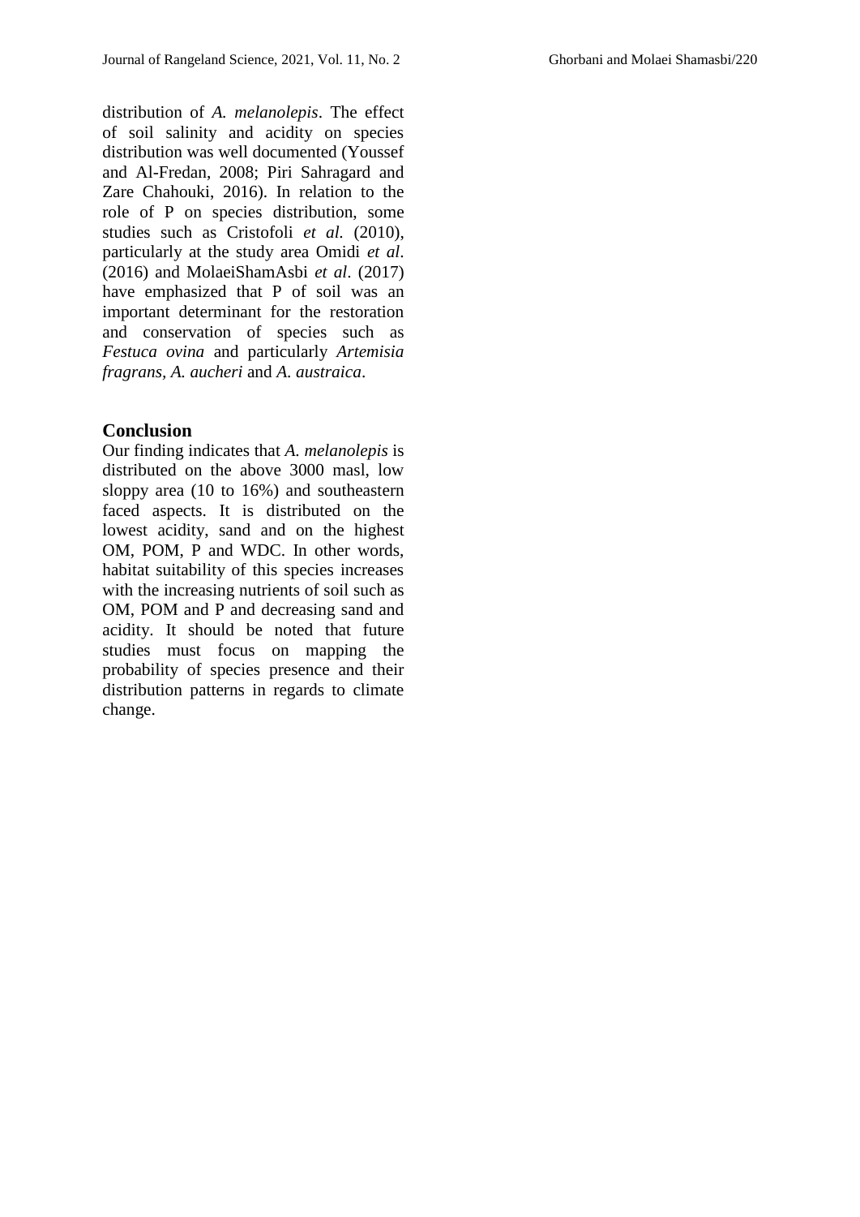distribution of *A. melanolepis*. The effect of soil salinity and acidity on species distribution was well documented (Youssef and Al-Fredan, 2008; Piri Sahragard and Zare Chahouki, 2016). In relation to the role of P on species distribution, some studies such as Cristofoli *et al.* (2010), particularly at the study area Omidi *et al*. (2016) and MolaeiShamAsbi *et al*. (2017) have emphasized that P of soil was an important determinant for the restoration and conservation of species such as *Festuca ovina* and particularly *Artemisia fragrans, A. aucheri* and *A. austraica*.

## Conclusion

Our finding indicates that *A. melanolepis* is distributed on the above 3000 masl, low sloppy area (10 to 16%) and southeastern faced aspects. It is distributed on the lowest acidity, sand and on the highest OM, POM, P and WDC. In other words, habitat suitability of this species increases with the increasing nutrients of soil such as OM, POM and P and decreasing sand and acidity. It should be noted that future studies must focus on mapping the probability of species presence and their distribution patterns in regards to climate change.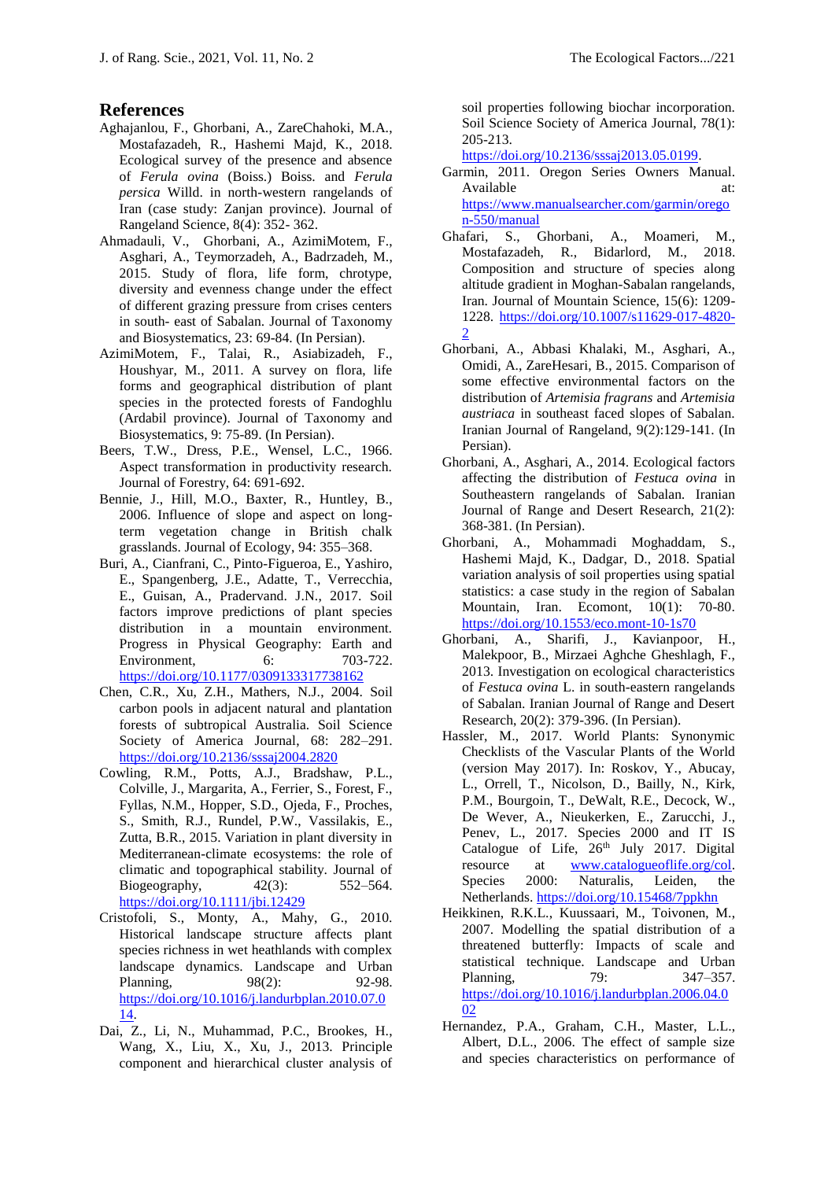## References

Aghajanlou, F., Ghorbani, A., ZareChahoki, M.A., Mostafazadeh, R., Hashemi Majd, K., 2018. Ecological survey of the presence and absence of *Ferula ovina* (Boiss.) Boiss. and *Ferula persica* Willd. in north-western rangelands of Iran (case study: Zanjan province). Journal of Rangeland Science, 8(4): 352- 362.

Ahmadauli, V., Ghorbani, A., AzimiMotem, F., Asghari, A., Teymorzadeh, A., Badrzadeh, M., 2015. Study of flora, life form, chrotype, diversity and evenness change under the effect of different grazing pressure from crises centers in south- east of Sabalan. Journal of Taxonomy and Biosystematics, 23: 69-84. (In Persian).

AzimiMotem, F., Talai, R., Asiabizadeh, F., Houshyar, M., 2011. A survey on flora, life forms and geographical distribution of plant species in the protected forests of Fandoghlu (Ardabil province). Journal of Taxonomy and Biosystematics, 9: 75-89. (In Persian).

Beers, T.W., Dress, P.E., Wensel, L.C., 1966. Aspect transformation in productivity research. Journal of Forestry, 64: 691-692.

Bennie, J., Hill, M.O., Baxter, R., Huntley, B., 2006. Influence of slope and aspect on long-term vegetation change in British chalk grasslands. Journal of Ecology, 94: 355–368.

Buri, A., Cianfrani, C., Pinto-Figueroa, E., Yashiro, E., Spangenberg, J.E., Adatte, T., Verrecchia, E., Guisan, A., Pradervand. J.N., 2017. Soil factors improve predictions of plant species distribution in a mountain environment. Progress in Physical Geography: Earth and Environment, 6: 703-722. https://doi.org/10.1177/0309133317738162

Chen, C.R., Xu, Z.H., Mathers, N.J., 2004. Soil carbon pools in adjacent natural and plantation forests of subtropical Australia. Soil Science Society of America Journal, 68: 282–291. https://doi.org/10.2136/sssaj2004.2820

Cowling, R.M., Potts, A.J., Bradshaw, P.L., Colville, J., Margarita, A., Ferrier, S., Forest, F., Fyllas, N.M., Hopper, S.D., Ojeda, F., Proches, S., Smith, R.J., Rundel, P.W., Vassilakis, E., Zutta, B.R., 2015. Variation in plant diversity in Mediterranean-climate ecosystems: the role of climatic and topographical stability. Journal of Biogeography, 42(3): 552–564. https://doi.org/10.1111/jbi.12429

Cristofoli, S., Monty, A., Mahy, G., 2010. Historical landscape structure affects plant species richness in wet heathlands with complex landscape dynamics. Landscape and Urban Planning, 98(2): 92-98. https://doi.org/10.1016/j.landurbplan.2010.07.014.

Dai, Z., Li, N., Muhammad, P.C., Brookes, H., Wang, X., Liu, X., Xu, J., 2013. Principle component and hierarchical cluster analysis of soil properties following biochar incorporation. Soil Science Society of America Journal, 78(1): 205-213. https://doi.org/10.2136/sssaj2013.05.0199.

Garmin, 2011. Oregon Series Owners Manual. Available at: https://www.manualsearcher.com/garmin/oregon-550/manual

Ghafari, S., Ghorbani, A., Moameri, M., Mostafazadeh, R., Bidarlord, M., 2018. Composition and structure of species along altitude gradient in Moghan-Sabalan rangelands, Iran. Journal of Mountain Science, 15(6): 1209-1228. https://doi.org/10.1007/s11629-017-4820-2

Ghorbani, A., Abbasi Khalaki, M., Asghari, A., Omidi, A., ZareHesari, B., 2015. Comparison of some effective environmental factors on the distribution of *Artemisia fragrans* and *Artemisia austriaca* in southeast faced slopes of Sabalan. Iranian Journal of Rangeland, 9(2):129-141. (In Persian).

Ghorbani, A., Asghari, A., 2014. Ecological factors affecting the distribution of *Festuca ovina* in Southeastern rangelands of Sabalan. Iranian Journal of Range and Desert Research, 21(2): 368-381. (In Persian).

Ghorbani, A., Mohammadi Moghaddam, S., Hashemi Majd, K., Dadgar, D., 2018. Spatial variation analysis of soil properties using spatial statistics: a case study in the region of Sabalan Mountain, Iran. Ecomont, 10(1): 70-80. https://doi.org/10.1553/eco.mont-10-1s70

Ghorbani, A., Sharifi, J., Kavianpoor, H., Malekpoor, B., Mirzaei Aghche Gheshlagh, F., 2013. Investigation on ecological characteristics of *Festuca ovina* L. in south-eastern rangelands of Sabalan. Iranian Journal of Range and Desert Research, 20(2): 379-396. (In Persian).

Hassler, M., 2017. World Plants: Synonymic Checklists of the Vascular Plants of the World (version May 2017). In: Roskov, Y., Abucay, L., Orrell, T., Nicolson, D., Bailly, N., Kirk, P.M., Bourgoin, T., DeWalt, R.E., Decock, W., De Wever, A., Nieukerken, E., Zarucchi, J., Penev, L., 2017. Species 2000 and IT IS Catalogue of Life, 26th July 2017. Digital resource at www.catalogueoflife.org/col. Species 2000: Naturalis, Leiden, the Netherlands. https://doi.org/10.15468/7ppkhn

Heikkinen, R.K.L., Kuussaari, M., Toivonen, M., 2007. Modelling the spatial distribution of a threatened butterfly: Impacts of scale and statistical technique. Landscape and Urban Planning, 79: 347–357. https://doi.org/10.1016/j.landurbplan.2006.04.002

Hernandez, P.A., Graham, C.H., Master, L.L., Albert, D.L., 2006. The effect of sample size and species characteristics on performance of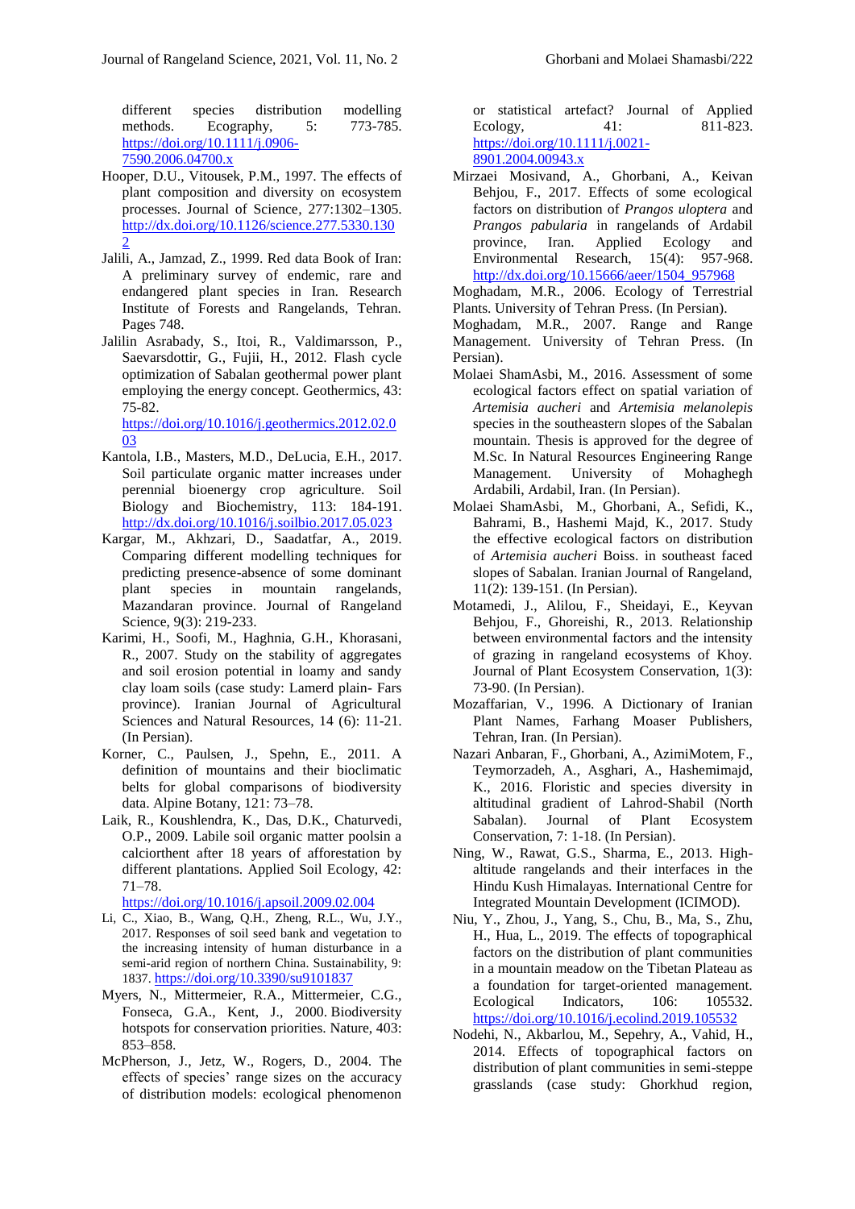different species distribution modelling methods. Ecography, 5: 773-785. https://doi.org/10.1111/j.0906-7590.2006.04700.x

Hooper, D.U., Vitousek, P.M., 1997. The effects of plant composition and diversity on ecosystem processes. Journal of Science, 277:1302–1305. http://dx.doi.org/10.1126/science.277.5330.1302

Jalili, A., Jamzad, Z., 1999. Red data Book of Iran: A preliminary survey of endemic, rare and endangered plant species in Iran. Research Institute of Forests and Rangelands, Tehran. Pages 748.

Jalilin Asrabady, S., Itoi, R., Valdimarsson, P., Saevarsdottir, G., Fujii, H., 2012. Flash cycle optimization of Sabalan geothermal power plant employing the energy concept. Geothermics, 43: 75-82. https://doi.org/10.1016/j.geothermics.2012.02.003

Kantola, I.B., Masters, M.D., DeLucia, E.H., 2017. Soil particulate organic matter increases under perennial bioenergy crop agriculture. Soil Biology and Biochemistry, 113: 184-191. http://dx.doi.org/10.1016/j.soilbio.2017.05.023

Kargar, M., Akhzari, D., Saadatfar, A., 2019. Comparing different modelling techniques for predicting presence-absence of some dominant plant species in mountain rangelands, Mazandaran province. Journal of Rangeland Science, 9(3): 219-233.

Karimi, H., Soofi, M., Haghnia, G.H., Khorasani, R., 2007. Study on the stability of aggregates and soil erosion potential in loamy and sandy clay loam soils (case study: Lamerd plain- Fars province). Iranian Journal of Agricultural Sciences and Natural Resources, 14 (6): 11-21. (In Persian).

Korner, C., Paulsen, J., Spehn, E., 2011. A definition of mountains and their bioclimatic belts for global comparisons of biodiversity data. Alpine Botany, 121: 73–78.

Laik, R., Koushlendra, K., Das, D.K., Chaturvedi, O.P., 2009. Labile soil organic matter poolsin a calciorthent after 18 years of afforestation by different plantations. Applied Soil Ecology, 42: 71–78. https://doi.org/10.1016/j.apsoil.2009.02.004

Li, C., Xiao, B., Wang, Q.H., Zheng, R.L., Wu, J.Y., 2017. Responses of soil seed bank and vegetation to the increasing intensity of human disturbance in a semi-arid region of northern China. Sustainability, 9: 1837. https://doi.org/10.3390/su9101837

Myers, N., Mittermeier, R.A., Mittermeier, C.G., Fonseca, G.A., Kent, J., 2000. Biodiversity hotspots for conservation priorities. Nature, 403: 853–858.

McPherson, J., Jetz, W., Rogers, D., 2004. The effects of species' range sizes on the accuracy of distribution models: ecological phenomenon or statistical artefact? Journal of Applied Ecology, 41: 811-823. https://doi.org/10.1111/j.0021-8901.2004.00943.x

Mirzaei Mosivand, A., Ghorbani, A., Keivan Behjou, F., 2017. Effects of some ecological factors on distribution of *Prangos uloptera* and *Prangos pabularia* in rangelands of Ardabil province, Iran. Applied Ecology and Environmental Research, 15(4): 957-968. http://dx.doi.org/10.15666/aeer/1504_957968

Moghadam, M.R., 2006. Ecology of Terrestrial Plants. University of Tehran Press. (In Persian).

Moghadam, M.R., 2007. Range and Range Management. University of Tehran Press. (In Persian).

Molaei ShamAsbi, M., 2016. Assessment of some ecological factors effect on spatial variation of *Artemisia aucheri* and *Artemisia melanolepis* species in the southeastern slopes of the Sabalan mountain. Thesis is approved for the degree of M.Sc. In Natural Resources Engineering Range Management. University of Mohaghegh Ardabili, Ardabil, Iran. (In Persian).

Molaei ShamAsbi, M., Ghorbani, A., Sefidi, K., Bahrami, B., Hashemi Majd, K., 2017. Study the effective ecological factors on distribution of *Artemisia aucheri* Boiss. in southeast faced slopes of Sabalan. Iranian Journal of Rangeland, 11(2): 139-151. (In Persian).

Motamedi, J., Alilou, F., Sheidayi, E., Keyvan Behjou, F., Ghoreishi, R., 2013. Relationship between environmental factors and the intensity of grazing in rangeland ecosystems of Khoy. Journal of Plant Ecosystem Conservation, 1(3): 73-90. (In Persian).

Mozaffarian, V., 1996. A Dictionary of Iranian Plant Names, Farhang Moaser Publishers, Tehran, Iran. (In Persian).

Nazari Anbaran, F., Ghorbani, A., AzimiMotem, F., Teymorzadeh, A., Asghari, A., Hashemimajd, K., 2016. Floristic and species diversity in altitudinal gradient of Lahrod-Shabil (North Sabalan). Journal of Plant Ecosystem Conservation, 7: 1-18. (In Persian).

Ning, W., Rawat, G.S., Sharma, E., 2013. High-altitude rangelands and their interfaces in the Hindu Kush Himalayas. International Centre for Integrated Mountain Development (ICIMOD).

Niu, Y., Zhou, J., Yang, S., Chu, B., Ma, S., Zhu, H., Hua, L., 2019. The effects of topographical factors on the distribution of plant communities in a mountain meadow on the Tibetan Plateau as a foundation for target-oriented management. Ecological Indicators, 106: 105532. https://doi.org/10.1016/j.ecolind.2019.105532

Nodehi, N., Akbarlou, M., Sepehry, A., Vahid, H., 2014. Effects of topographical factors on distribution of plant communities in semi-steppe grasslands (case study: Ghorkhud region,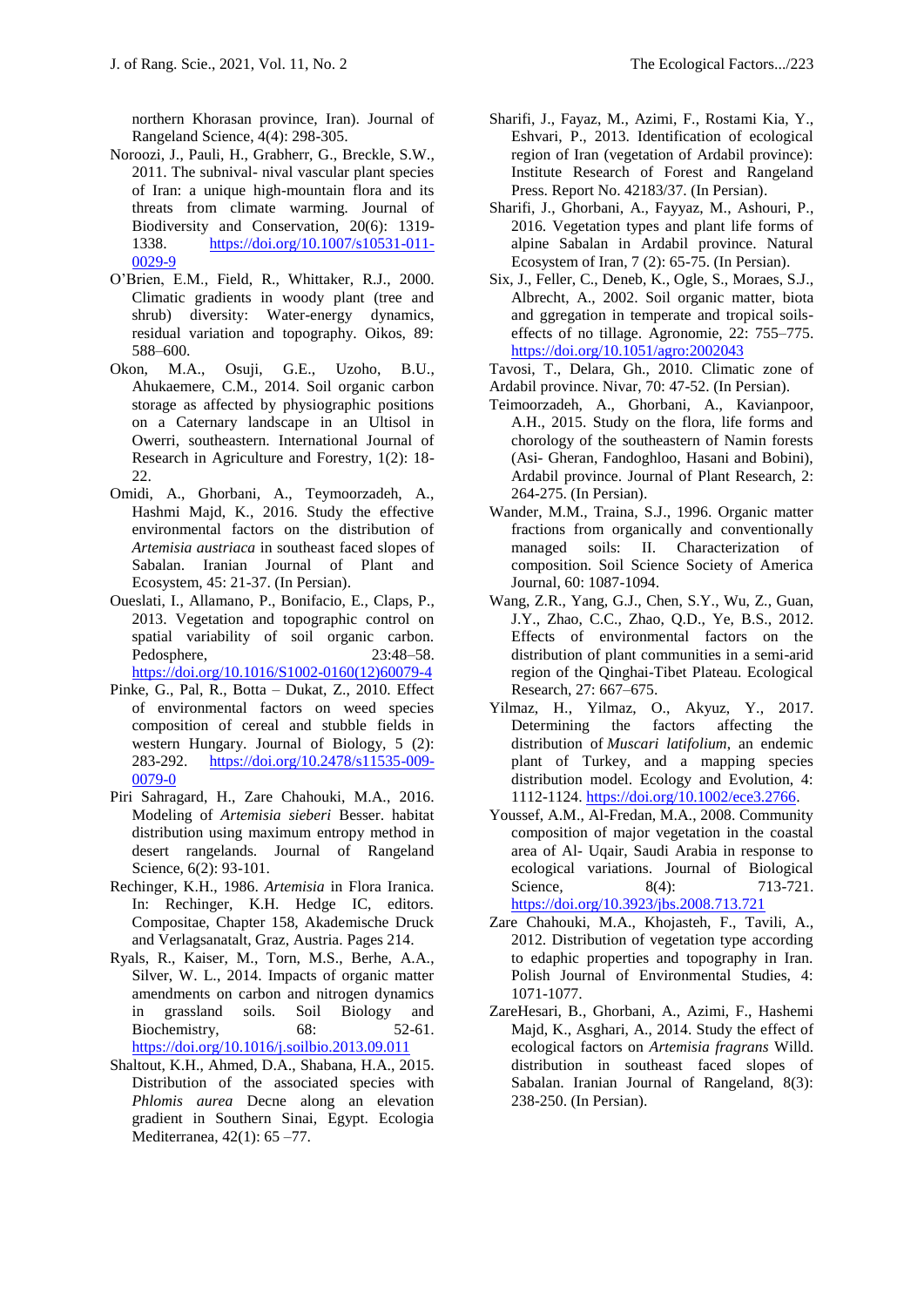northern Khorasan province, Iran). Journal of Rangeland Science, 4(4): 298-305.

Noroozi, J., Pauli, H., Grabherr, G., Breckle, S.W., 2011. The subnival- nival vascular plant species of Iran: a unique high-mountain flora and its threats from climate warming. Journal of Biodiversity and Conservation, 20(6): 1319-1338. https://doi.org/10.1007/s10531-011-0029-9

O'Brien, E.M., Field, R., Whittaker, R.J., 2000. Climatic gradients in woody plant (tree and shrub) diversity: Water-energy dynamics, residual variation and topography. Oikos, 89: 588–600.

Okon, M.A., Osuji, G.E., Uzoho, B.U., Ahukaemere, C.M., 2014. Soil organic carbon storage as affected by physiographic positions on a Caternary landscape in an Ultisol in Owerri, southeastern. International Journal of Research in Agriculture and Forestry, 1(2): 18-22.

Omidi, A., Ghorbani, A., Teymoorzadeh, A., Hashmi Majd, K., 2016. Study the effective environmental factors on the distribution of *Artemisia austriaca* in southeast faced slopes of Sabalan. Iranian Journal of Plant and Ecosystem, 45: 21-37. (In Persian).

Oueslati, I., Allamano, P., Bonifacio, E., Claps, P., 2013. Vegetation and topographic control on spatial variability of soil organic carbon. Pedosphere, 23:48–58. https://doi.org/10.1016/S1002-0160(12)60079-4

Pinke, G., Pal, R., Botta – Dukat, Z., 2010. Effect of environmental factors on weed species composition of cereal and stubble fields in western Hungary. Journal of Biology, 5 (2): 283-292. https://doi.org/10.2478/s11535-009-0079-0

Piri Sahragard, H., Zare Chahouki, M.A., 2016. Modeling of *Artemisia sieberi* Besser. habitat distribution using maximum entropy method in desert rangelands. Journal of Rangeland Science, 6(2): 93-101.

Rechinger, K.H., 1986. *Artemisia* in Flora Iranica. In: Rechinger, K.H. Hedge IC, editors. Compositae, Chapter 158, Akademische Druck and Verlagsanatalt, Graz, Austria. Pages 214.

Ryals, R., Kaiser, M., Torn, M.S., Berhe, A.A., Silver, W. L., 2014. Impacts of organic matter amendments on carbon and nitrogen dynamics in grassland soils. Soil Biology and Biochemistry, 68: 52-61. https://doi.org/10.1016/j.soilbio.2013.09.011

Shaltout, K.H., Ahmed, D.A., Shabana, H.A., 2015. Distribution of the associated species with *Phlomis aurea* Decne along an elevation gradient in Southern Sinai, Egypt. Ecologia Mediterranea, 42(1): 65 –77.

Sharifi, J., Fayaz, M., Azimi, F., Rostami Kia, Y., Eshvari, P., 2013. Identification of ecological region of Iran (vegetation of Ardabil province): Institute Research of Forest and Rangeland Press. Report No. 42183/37. (In Persian).

Sharifi, J., Ghorbani, A., Fayyaz, M., Ashouri, P., 2016. Vegetation types and plant life forms of alpine Sabalan in Ardabil province. Natural Ecosystem of Iran, 7 (2): 65-75. (In Persian).

Six, J., Feller, C., Deneb, K., Ogle, S., Moraes, S.J., Albrecht, A., 2002. Soil organic matter, biota and ggregation in temperate and tropical soils-effects of no tillage. Agronomie, 22: 755–775. https://doi.org/10.1051/agro:2002043

Tavosi, T., Delara, Gh., 2010. Climatic zone of Ardabil province. Nivar, 70: 47-52. (In Persian).

Teimoorzadeh, A., Ghorbani, A., Kavianpoor, A.H., 2015. Study on the flora, life forms and chorology of the southeastern of Namin forests (Asi- Gheran, Fandoghloo, Hasani and Bobini), Ardabil province. Journal of Plant Research, 2: 264-275. (In Persian).

Wander, M.M., Traina, S.J., 1996. Organic matter fractions from organically and conventionally managed soils: II. Characterization of composition. Soil Science Society of America Journal, 60: 1087-1094.

Wang, Z.R., Yang, G.J., Chen, S.Y., Wu, Z., Guan, J.Y., Zhao, C.C., Zhao, Q.D., Ye, B.S., 2012. Effects of environmental factors on the distribution of plant communities in a semi-arid region of the Qinghai-Tibet Plateau. Ecological Research, 27: 667–675.

Yilmaz, H., Yilmaz, O., Akyuz, Y., 2017. Determining the factors affecting the distribution of *Muscari latifolium*, an endemic plant of Turkey, and a mapping species distribution model. Ecology and Evolution, 4: 1112-1124. https://doi.org/10.1002/ece3.2766.

Youssef, A.M., Al-Fredan, M.A., 2008. Community composition of major vegetation in the coastal area of Al- Uqair, Saudi Arabia in response to ecological variations. Journal of Biological Science, 8(4): 713-721. https://doi.org/10.3923/jbs.2008.713.721

Zare Chahouki, M.A., Khojasteh, F., Tavili, A., 2012. Distribution of vegetation type according to edaphic properties and topography in Iran. Polish Journal of Environmental Studies, 4: 1071-1077.

ZareHesari, B., Ghorbani, A., Azimi, F., Hashemi Majd, K., Asghari, A., 2014. Study the effect of ecological factors on *Artemisia fragrans* Willd. distribution in southeast faced slopes of Sabalan. Iranian Journal of Rangeland, 8(3): 238-250. (In Persian).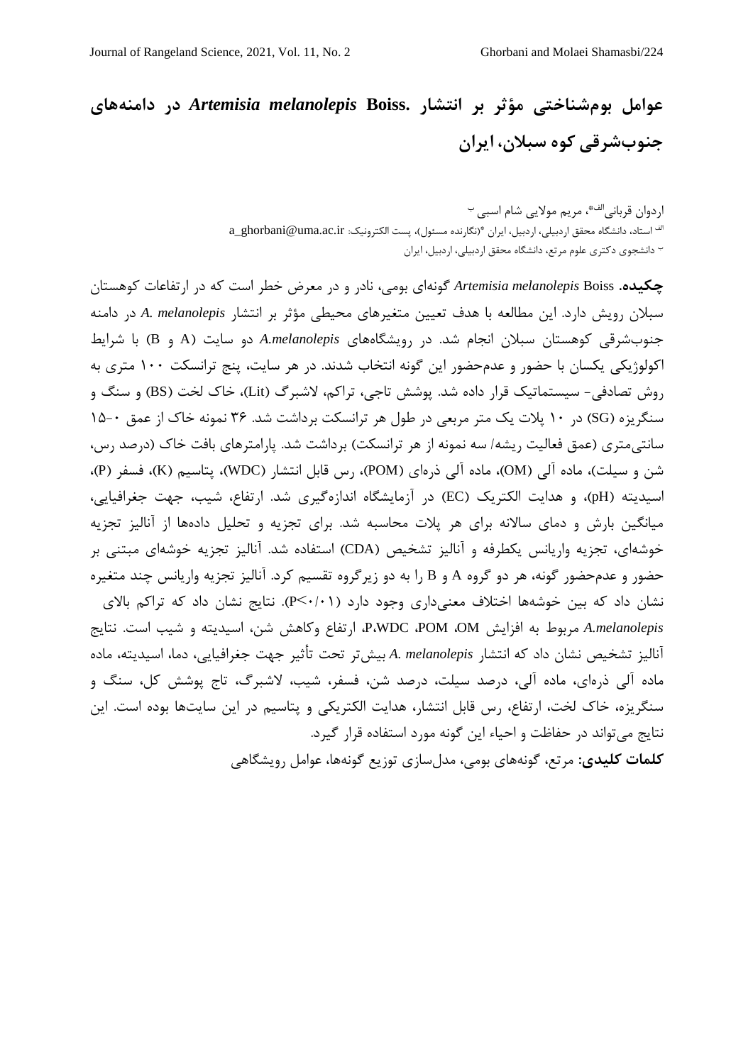# عوامل بوم‌شناختی مؤثر بر انتشار *Artemisia melanolepis* Boiss. در دامنه‌های جنوب‌شرقی کوه سبلان، ایران

اردوان قربانی[الف*]، مریم مولایی شام اسبی[ب]

[الف] استاد، دانشگاه محقق اردبیلی، اردبیل، ایران *(نگارنده مسئول)، پست الکترونیک: a_ghorbani@uma.ac.ir

[ب] دانشجوی دکتری علوم مرتع، دانشگاه محقق اردبیلی، اردبیل، ایران

**چکیده.** *Artemisia melanolepis* Boiss گونه‌ای بومی، نادر و در معرض خطر است که در ارتفاعات کوهستان سبلان رویش دارد. این مطالعه با هدف تعیین متغیرهای محیطی مؤثر بر انتشار *A. melanolepis* در دامنه جنوب‌شرقی کوهستان سبلان انجام شد. در رویشگاه‌های *A.melanolepis* دو سایت (A و B) با شرایط اکولوژیکی یکسان با حضور و عدم‌حضور این گونه انتخاب شدند. در هر سایت، پنج ترانسکت ۱۰۰ متری به روش تصادفی- سیستماتیک قرار داده شد. پوشش تاجی، تراکم، لاشبرگ (Lit)، خاک لخت (BS) و سنگ و سنگریزه (SG) در ۱۰ پلات یک متر مربعی در طول هر ترانسکت برداشت شد. ۳۶ نمونه خاک از عمق ۰-۱۵ سانتی‌متری (عمق فعالیت ریشه/ سه نمونه از هر ترانسکت) برداشت شد. پارامترهای بافت خاک (درصد رس، شن و سیلت)، ماده آلی (OM)، ماده آلی ذره‌ای (POM)، رس قابل انتشار (WDC)، پتاسیم (K)، فسفر (P)، اسیدیته (pH)، و هدایت الکتریک (EC) در آزمایشگاه اندازه‌گیری شد. ارتفاع، شیب، جهت جغرافیایی، میانگین بارش و دمای سالانه برای هر پلات محاسبه شد. برای تجزیه و تحلیل داده‌ها از آنالیز تجزیه خوشه‌ای، تجزیه واریانس یکطرفه و آنالیز تشخیص (CDA) استفاده شد. آنالیز تجزیه خوشه‌ای مبتنی بر حضور و عدم‌حضور گونه، هر دو گروه A و B را به دو زیرگروه تقسیم کرد. آنالیز تجزیه واریانس چند متغیره نشان داد که بین خوشه‌ها اختلاف معنی‌داری وجود دارد (P<۰/۰۱). نتایج نشان داد که تراکم بالای *A.melanolepis* مربوط به افزایش OM، POM، WDC،P، ارتفاع وکاهش شن، اسیدیته و شیب است. نتایج آنالیز تشخیص نشان داد که انتشار *A. melanolepis* بیش‌تر تحت تأثیر جهت جغرافیایی، دما، اسیدیته، ماده ماده آلی ذره‌ای، ماده آلی، درصد سیلت، درصد شن، فسفر، شیب، لاشبرگ، تاج پوشش کل، سنگ و سنگریزه، خاک لخت، ارتفاع، رس قابل انتشار، هدایت الکتریکی و پتاسیم در این سایت‌ها بوده است. این نتایج می‌تواند در حفاظت و احیاء این گونه مورد استفاده قرار گیرد.

**کلمات کلیدی:** مرتع، گونه‌های بومی، مدل‌سازی توزیع گونه‌ها، عوامل رویشگاهی